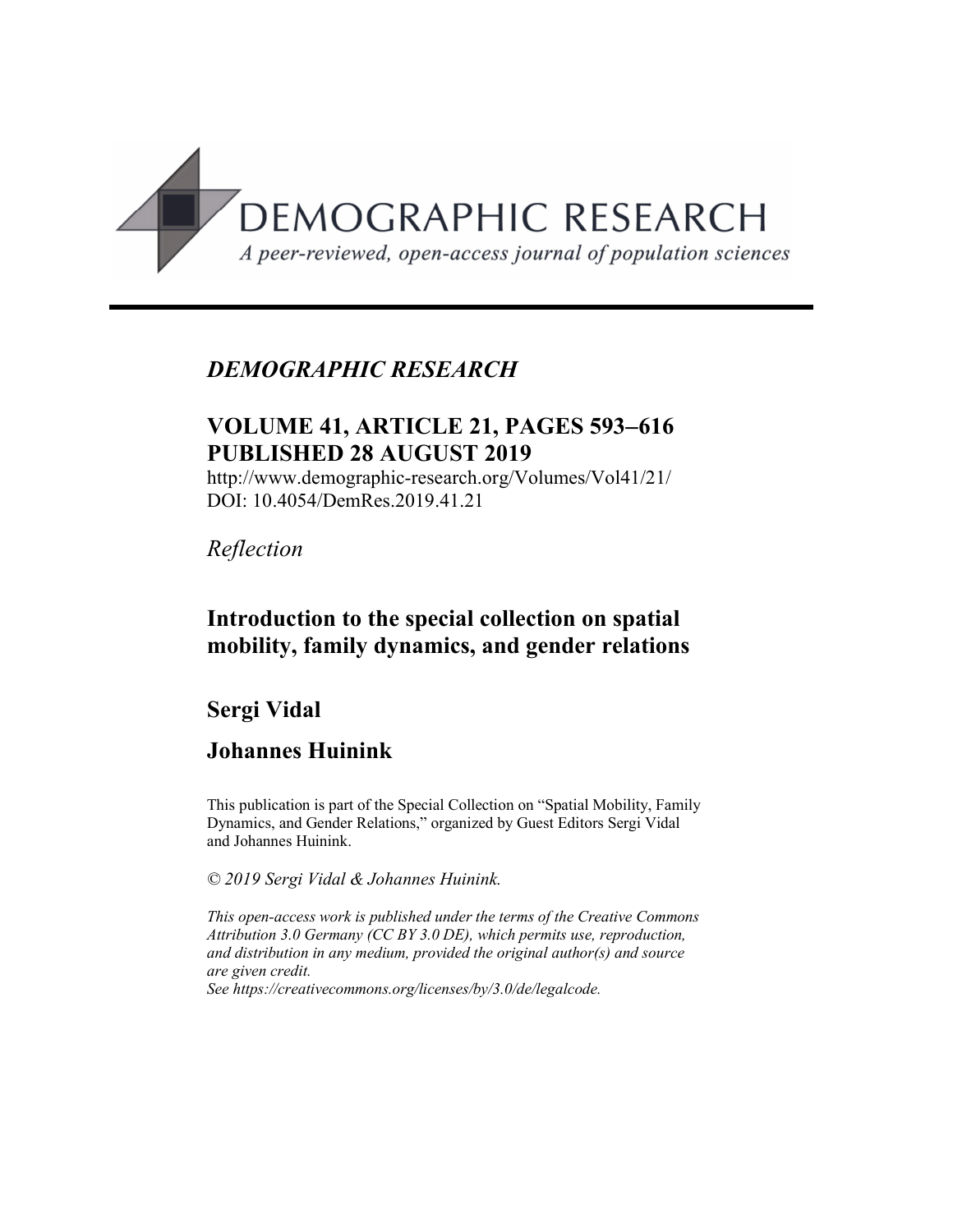DEMOGRAPHIC RESEARCH

*A peer-reviewed, open-access journal of population sciences*

---

*DEMOGRAPHIC RESEARCH*

**VOLUME 41, ARTICLE 21, PAGES 593–616**
**PUBLISHED 28 AUGUST 2019**

http://www.demographic-research.org/Volumes/Vol41/21/
DOI: 10.4054/DemRes.2019.41.21

*Reflection*

## Introduction to the special collection on spatial mobility, family dynamics, and gender relations

**Sergi Vidal**

**Johannes Huinink**

This publication is part of the Special Collection on "Spatial Mobility, Family Dynamics, and Gender Relations," organized by Guest Editors Sergi Vidal and Johannes Huinink.

*© 2019 Sergi Vidal & Johannes Huinink.*

*This open-access work is published under the terms of the Creative Commons Attribution 3.0 Germany (CC BY 3.0 DE), which permits use, reproduction, and distribution in any medium, provided the original author(s) and source are given credit.*
*See https://creativecommons.org/licenses/by/3.0/de/legalcode.*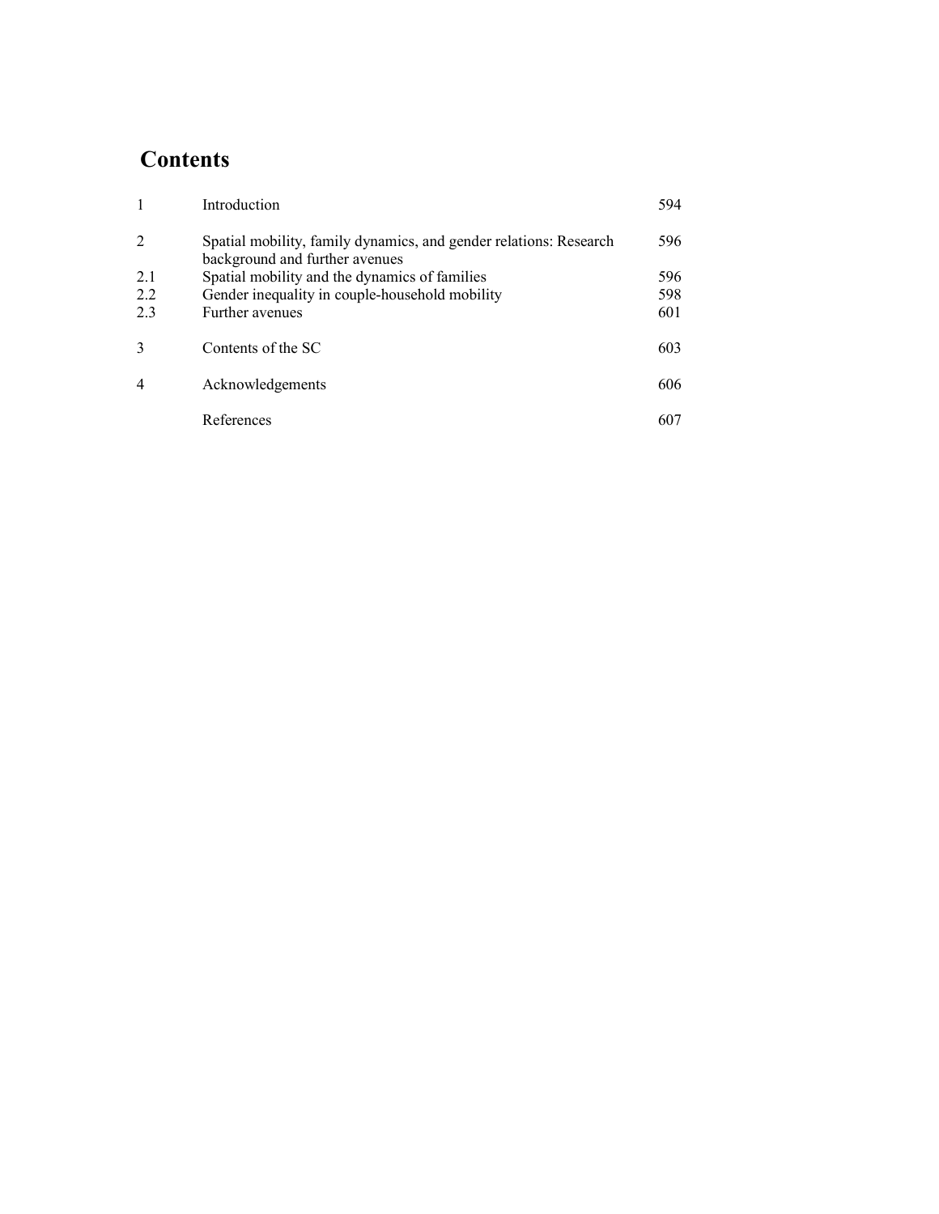# Contents

| | | |
|---|---|---|
| 1 | Introduction | 594 |
| 2 | Spatial mobility, family dynamics, and gender relations: Research background and further avenues | 596 |
| 2.1 | Spatial mobility and the dynamics of families | 596 |
| 2.2 | Gender inequality in couple-household mobility | 598 |
| 2.3 | Further avenues | 601 |
| 3 | Contents of the SC | 603 |
| 4 | Acknowledgements | 606 |
| | References | 607 |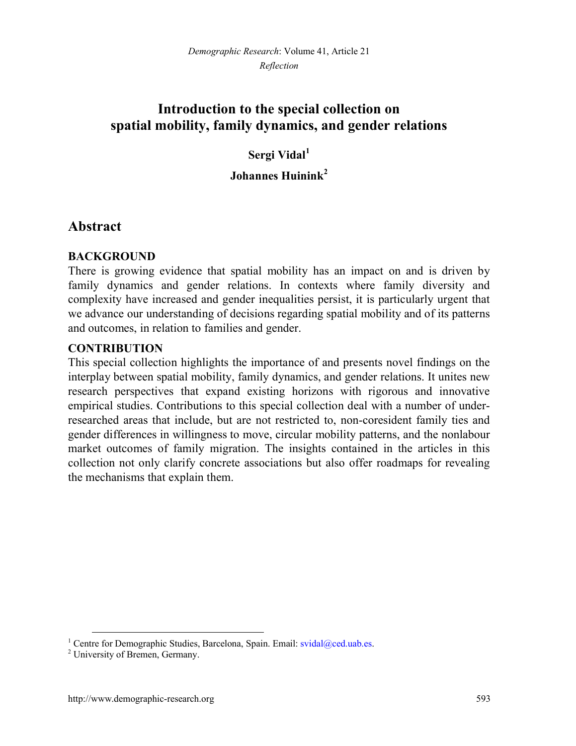# Introduction to the special collection on spatial mobility, family dynamics, and gender relations

**Sergi Vidal**[1]

**Johannes Huinink**[2]

## Abstract

**BACKGROUND**

There is growing evidence that spatial mobility has an impact on and is driven by family dynamics and gender relations. In contexts where family diversity and complexity have increased and gender inequalities persist, it is particularly urgent that we advance our understanding of decisions regarding spatial mobility and of its patterns and outcomes, in relation to families and gender.

**CONTRIBUTION**

This special collection highlights the importance of and presents novel findings on the interplay between spatial mobility, family dynamics, and gender relations. It unites new research perspectives that expand existing horizons with rigorous and innovative empirical studies. Contributions to this special collection deal with a number of under-researched areas that include, but are not restricted to, non-coresident family ties and gender differences in willingness to move, circular mobility patterns, and the nonlabour market outcomes of family migration. The insights contained in the articles in this collection not only clarify concrete associations but also offer roadmaps for revealing the mechanisms that explain them.

---

[1] Centre for Demographic Studies, Barcelona, Spain. Email: svidal@ced.uab.es.

[2] University of Bremen, Germany.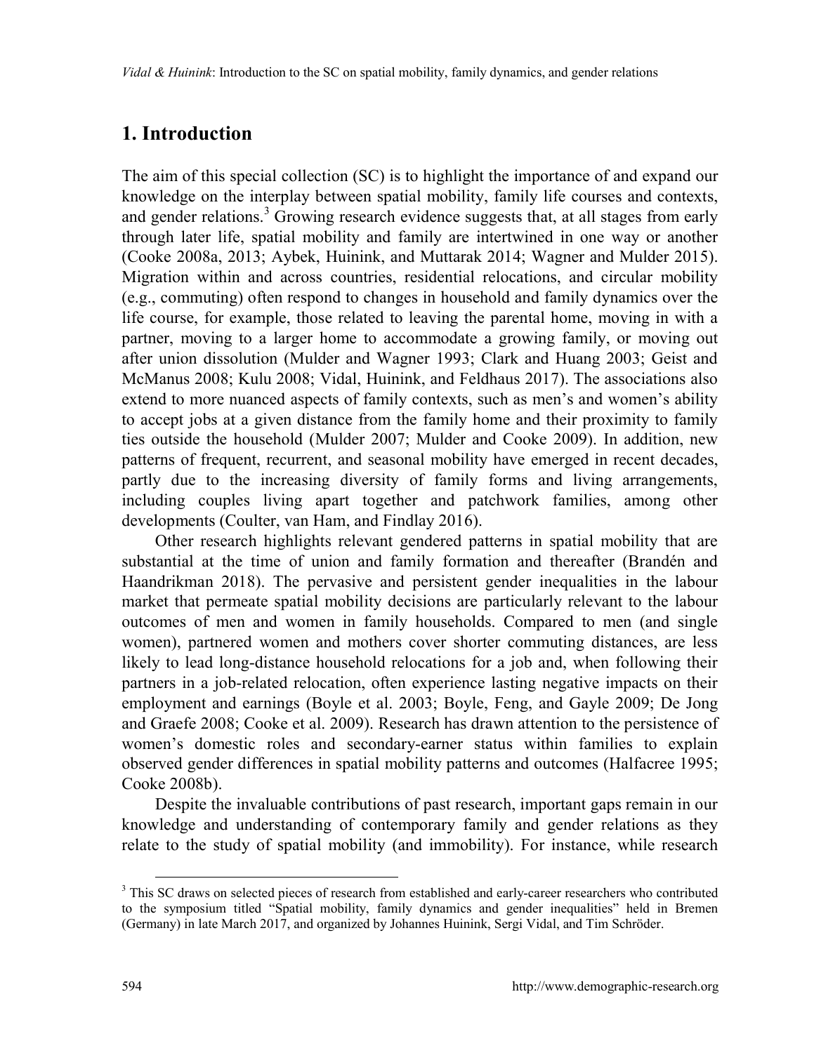## 1. Introduction

The aim of this special collection (SC) is to highlight the importance of and expand our knowledge on the interplay between spatial mobility, family life courses and contexts, and gender relations.[3] Growing research evidence suggests that, at all stages from early through later life, spatial mobility and family are intertwined in one way or another (Cooke 2008a, 2013; Aybek, Huinink, and Muttarak 2014; Wagner and Mulder 2015). Migration within and across countries, residential relocations, and circular mobility (e.g., commuting) often respond to changes in household and family dynamics over the life course, for example, those related to leaving the parental home, moving in with a partner, moving to a larger home to accommodate a growing family, or moving out after union dissolution (Mulder and Wagner 1993; Clark and Huang 2003; Geist and McManus 2008; Kulu 2008; Vidal, Huinink, and Feldhaus 2017). The associations also extend to more nuanced aspects of family contexts, such as men's and women's ability to accept jobs at a given distance from the family home and their proximity to family ties outside the household (Mulder 2007; Mulder and Cooke 2009). In addition, new patterns of frequent, recurrent, and seasonal mobility have emerged in recent decades, partly due to the increasing diversity of family forms and living arrangements, including couples living apart together and patchwork families, among other developments (Coulter, van Ham, and Findlay 2016).

Other research highlights relevant gendered patterns in spatial mobility that are substantial at the time of union and family formation and thereafter (Brandén and Haandrikman 2018). The pervasive and persistent gender inequalities in the labour market that permeate spatial mobility decisions are particularly relevant to the labour outcomes of men and women in family households. Compared to men (and single women), partnered women and mothers cover shorter commuting distances, are less likely to lead long-distance household relocations for a job and, when following their partners in a job-related relocation, often experience lasting negative impacts on their employment and earnings (Boyle et al. 2003; Boyle, Feng, and Gayle 2009; De Jong and Graefe 2008; Cooke et al. 2009). Research has drawn attention to the persistence of women's domestic roles and secondary-earner status within families to explain observed gender differences in spatial mobility patterns and outcomes (Halfacree 1995; Cooke 2008b).

Despite the invaluable contributions of past research, important gaps remain in our knowledge and understanding of contemporary family and gender relations as they relate to the study of spatial mobility (and immobility). For instance, while research

[3] This SC draws on selected pieces of research from established and early-career researchers who contributed to the symposium titled "Spatial mobility, family dynamics and gender inequalities" held in Bremen (Germany) in late March 2017, and organized by Johannes Huinink, Sergi Vidal, and Tim Schröder.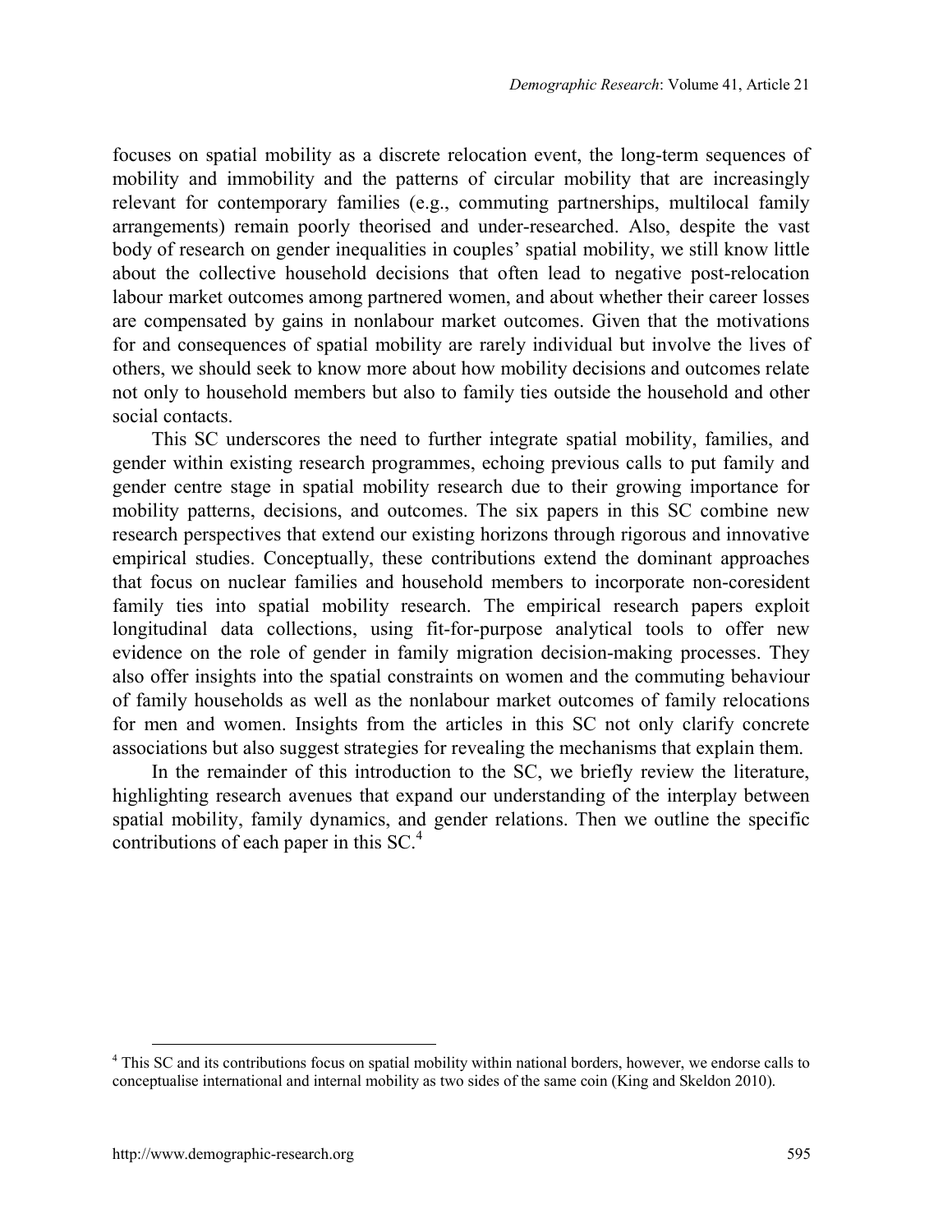focuses on spatial mobility as a discrete relocation event, the long-term sequences of mobility and immobility and the patterns of circular mobility that are increasingly relevant for contemporary families (e.g., commuting partnerships, multilocal family arrangements) remain poorly theorised and under-researched. Also, despite the vast body of research on gender inequalities in couples' spatial mobility, we still know little about the collective household decisions that often lead to negative post-relocation labour market outcomes among partnered women, and about whether their career losses are compensated by gains in nonlabour market outcomes. Given that the motivations for and consequences of spatial mobility are rarely individual but involve the lives of others, we should seek to know more about how mobility decisions and outcomes relate not only to household members but also to family ties outside the household and other social contacts.

This SC underscores the need to further integrate spatial mobility, families, and gender within existing research programmes, echoing previous calls to put family and gender centre stage in spatial mobility research due to their growing importance for mobility patterns, decisions, and outcomes. The six papers in this SC combine new research perspectives that extend our existing horizons through rigorous and innovative empirical studies. Conceptually, these contributions extend the dominant approaches that focus on nuclear families and household members to incorporate non-coresident family ties into spatial mobility research. The empirical research papers exploit longitudinal data collections, using fit-for-purpose analytical tools to offer new evidence on the role of gender in family migration decision-making processes. They also offer insights into the spatial constraints on women and the commuting behaviour of family households as well as the nonlabour market outcomes of family relocations for men and women. Insights from the articles in this SC not only clarify concrete associations but also suggest strategies for revealing the mechanisms that explain them.

In the remainder of this introduction to the SC, we briefly review the literature, highlighting research avenues that expand our understanding of the interplay between spatial mobility, family dynamics, and gender relations. Then we outline the specific contributions of each paper in this SC.[4]

[4] This SC and its contributions focus on spatial mobility within national borders, however, we endorse calls to conceptualise international and internal mobility as two sides of the same coin (King and Skeldon 2010).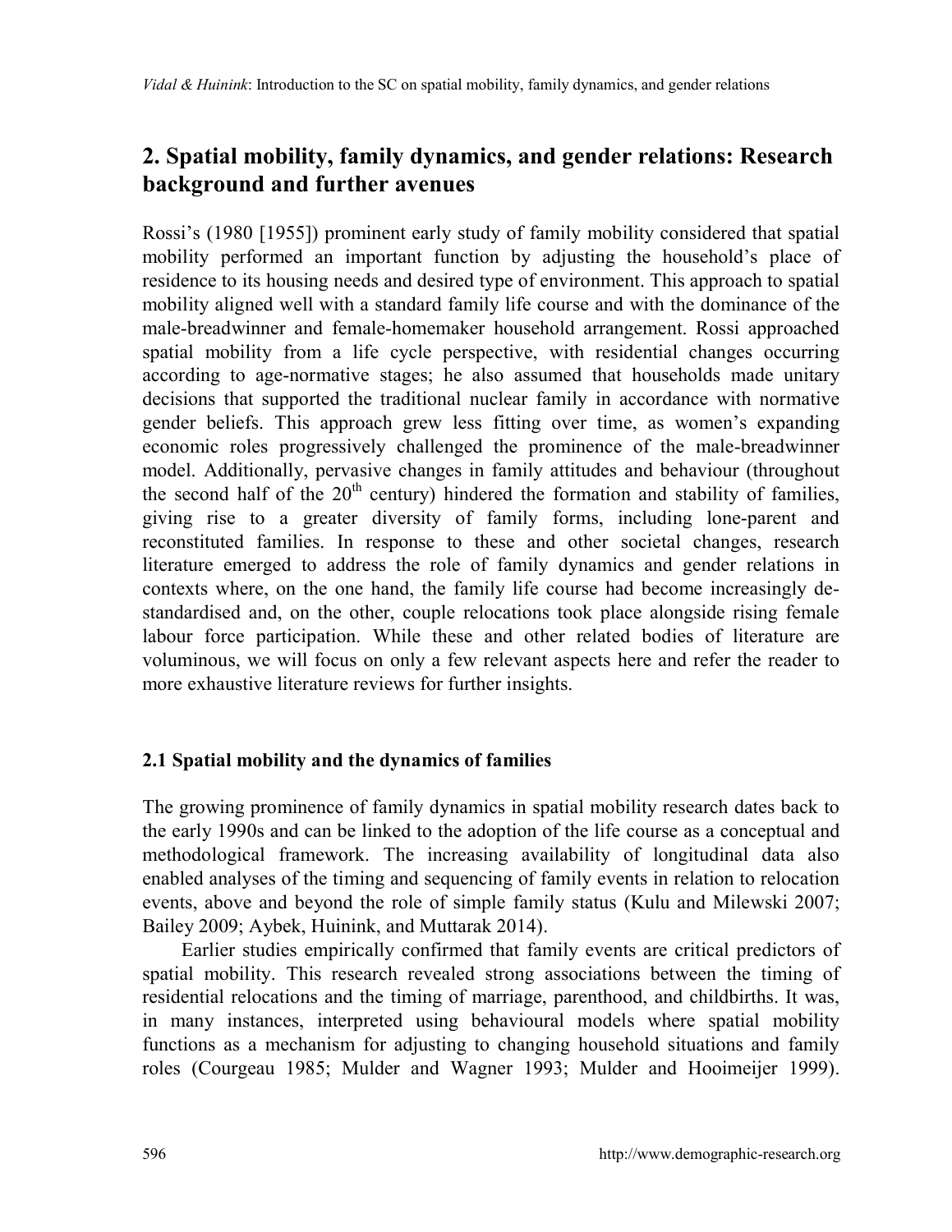## 2. Spatial mobility, family dynamics, and gender relations: Research background and further avenues

Rossi's (1980 [1955]) prominent early study of family mobility considered that spatial mobility performed an important function by adjusting the household's place of residence to its housing needs and desired type of environment. This approach to spatial mobility aligned well with a standard family life course and with the dominance of the male-breadwinner and female-homemaker household arrangement. Rossi approached spatial mobility from a life cycle perspective, with residential changes occurring according to age-normative stages; he also assumed that households made unitary decisions that supported the traditional nuclear family in accordance with normative gender beliefs. This approach grew less fitting over time, as women's expanding economic roles progressively challenged the prominence of the male-breadwinner model. Additionally, pervasive changes in family attitudes and behaviour (throughout the second half of the 20th century) hindered the formation and stability of families, giving rise to a greater diversity of family forms, including lone-parent and reconstituted families. In response to these and other societal changes, research literature emerged to address the role of family dynamics and gender relations in contexts where, on the one hand, the family life course had become increasingly de-standardised and, on the other, couple relocations took place alongside rising female labour force participation. While these and other related bodies of literature are voluminous, we will focus on only a few relevant aspects here and refer the reader to more exhaustive literature reviews for further insights.

### 2.1 Spatial mobility and the dynamics of families

The growing prominence of family dynamics in spatial mobility research dates back to the early 1990s and can be linked to the adoption of the life course as a conceptual and methodological framework. The increasing availability of longitudinal data also enabled analyses of the timing and sequencing of family events in relation to relocation events, above and beyond the role of simple family status (Kulu and Milewski 2007; Bailey 2009; Aybek, Huinink, and Muttarak 2014).

Earlier studies empirically confirmed that family events are critical predictors of spatial mobility. This research revealed strong associations between the timing of residential relocations and the timing of marriage, parenthood, and childbirths. It was, in many instances, interpreted using behavioural models where spatial mobility functions as a mechanism for adjusting to changing household situations and family roles (Courgeau 1985; Mulder and Wagner 1993; Mulder and Hooimeijer 1999).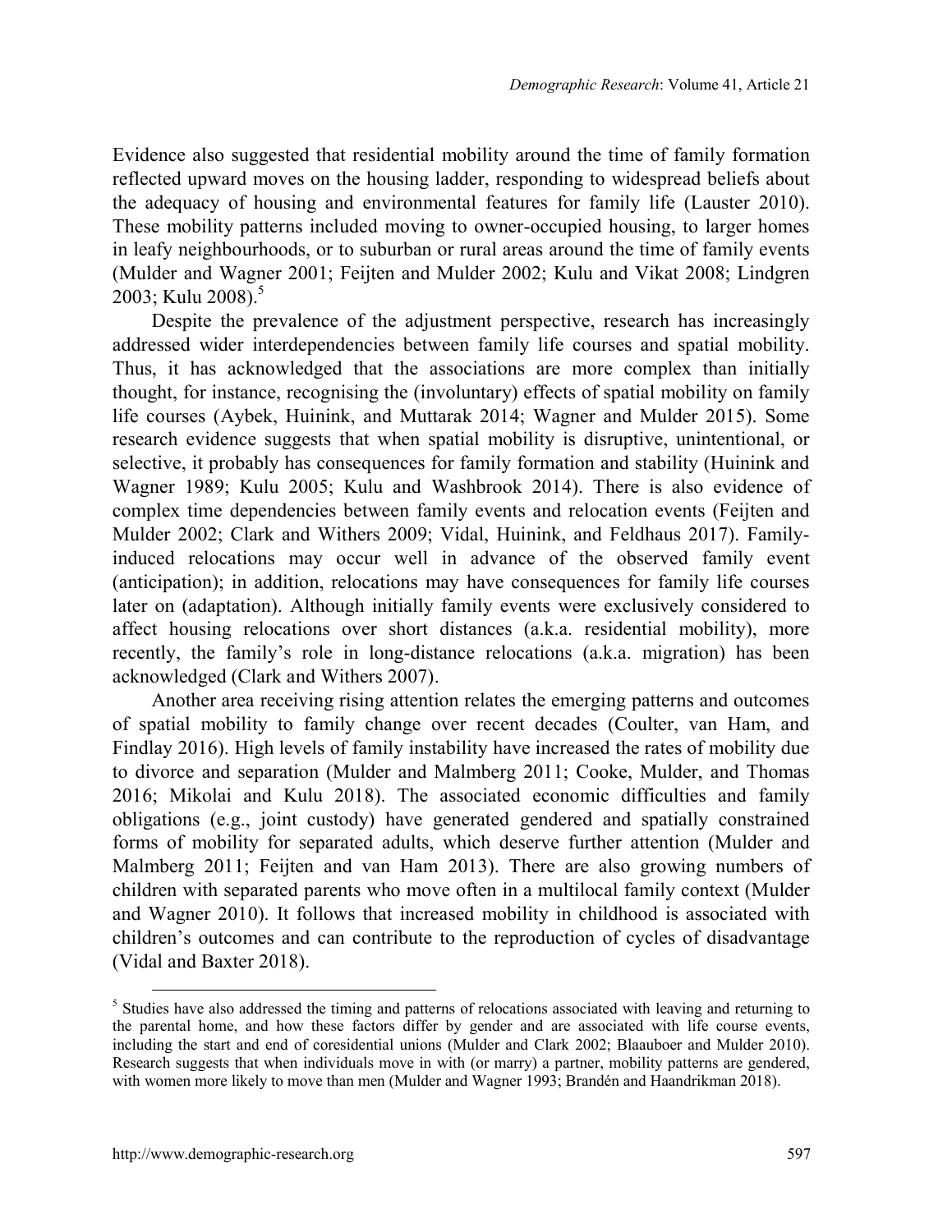Evidence also suggested that residential mobility around the time of family formation reflected upward moves on the housing ladder, responding to widespread beliefs about the adequacy of housing and environmental features for family life (Lauster 2010). These mobility patterns included moving to owner-occupied housing, to larger homes in leafy neighbourhoods, or to suburban or rural areas around the time of family events (Mulder and Wagner 2001; Feijten and Mulder 2002; Kulu and Vikat 2008; Lindgren 2003; Kulu 2008).[5]

Despite the prevalence of the adjustment perspective, research has increasingly addressed wider interdependencies between family life courses and spatial mobility. Thus, it has acknowledged that the associations are more complex than initially thought, for instance, recognising the (involuntary) effects of spatial mobility on family life courses (Aybek, Huinink, and Muttarak 2014; Wagner and Mulder 2015). Some research evidence suggests that when spatial mobility is disruptive, unintentional, or selective, it probably has consequences for family formation and stability (Huinink and Wagner 1989; Kulu 2005; Kulu and Washbrook 2014). There is also evidence of complex time dependencies between family events and relocation events (Feijten and Mulder 2002; Clark and Withers 2009; Vidal, Huinink, and Feldhaus 2017). Family-induced relocations may occur well in advance of the observed family event (anticipation); in addition, relocations may have consequences for family life courses later on (adaptation). Although initially family events were exclusively considered to affect housing relocations over short distances (a.k.a. residential mobility), more recently, the family's role in long-distance relocations (a.k.a. migration) has been acknowledged (Clark and Withers 2007).

Another area receiving rising attention relates the emerging patterns and outcomes of spatial mobility to family change over recent decades (Coulter, van Ham, and Findlay 2016). High levels of family instability have increased the rates of mobility due to divorce and separation (Mulder and Malmberg 2011; Cooke, Mulder, and Thomas 2016; Mikolai and Kulu 2018). The associated economic difficulties and family obligations (e.g., joint custody) have generated gendered and spatially constrained forms of mobility for separated adults, which deserve further attention (Mulder and Malmberg 2011; Feijten and van Ham 2013). There are also growing numbers of children with separated parents who move often in a multilocal family context (Mulder and Wagner 2010). It follows that increased mobility in childhood is associated with children's outcomes and can contribute to the reproduction of cycles of disadvantage (Vidal and Baxter 2018).

[5] Studies have also addressed the timing and patterns of relocations associated with leaving and returning to the parental home, and how these factors differ by gender and are associated with life course events, including the start and end of coresidential unions (Mulder and Clark 2002; Blaauboer and Mulder 2010). Research suggests that when individuals move in with (or marry) a partner, mobility patterns are gendered, with women more likely to move than men (Mulder and Wagner 1993; Brandén and Haandrikman 2018).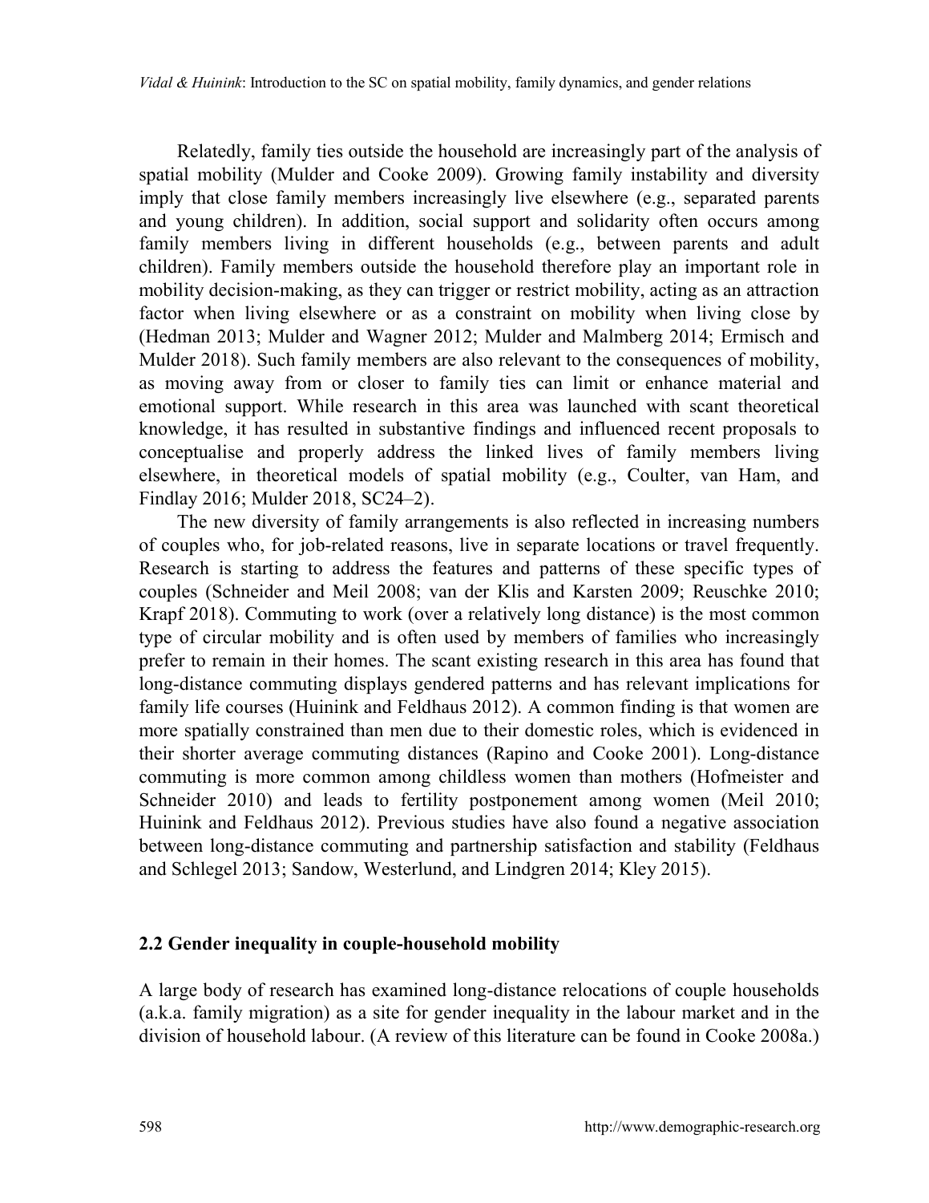Relatedly, family ties outside the household are increasingly part of the analysis of spatial mobility (Mulder and Cooke 2009). Growing family instability and diversity imply that close family members increasingly live elsewhere (e.g., separated parents and young children). In addition, social support and solidarity often occurs among family members living in different households (e.g., between parents and adult children). Family members outside the household therefore play an important role in mobility decision-making, as they can trigger or restrict mobility, acting as an attraction factor when living elsewhere or as a constraint on mobility when living close by (Hedman 2013; Mulder and Wagner 2012; Mulder and Malmberg 2014; Ermisch and Mulder 2018). Such family members are also relevant to the consequences of mobility, as moving away from or closer to family ties can limit or enhance material and emotional support. While research in this area was launched with scant theoretical knowledge, it has resulted in substantive findings and influenced recent proposals to conceptualise and properly address the linked lives of family members living elsewhere, in theoretical models of spatial mobility (e.g., Coulter, van Ham, and Findlay 2016; Mulder 2018, SC24–2).

The new diversity of family arrangements is also reflected in increasing numbers of couples who, for job-related reasons, live in separate locations or travel frequently. Research is starting to address the features and patterns of these specific types of couples (Schneider and Meil 2008; van der Klis and Karsten 2009; Reuschke 2010; Krapf 2018). Commuting to work (over a relatively long distance) is the most common type of circular mobility and is often used by members of families who increasingly prefer to remain in their homes. The scant existing research in this area has found that long-distance commuting displays gendered patterns and has relevant implications for family life courses (Huinink and Feldhaus 2012). A common finding is that women are more spatially constrained than men due to their domestic roles, which is evidenced in their shorter average commuting distances (Rapino and Cooke 2001). Long-distance commuting is more common among childless women than mothers (Hofmeister and Schneider 2010) and leads to fertility postponement among women (Meil 2010; Huinink and Feldhaus 2012). Previous studies have also found a negative association between long-distance commuting and partnership satisfaction and stability (Feldhaus and Schlegel 2013; Sandow, Westerlund, and Lindgren 2014; Kley 2015).

### 2.2 Gender inequality in couple-household mobility

A large body of research has examined long-distance relocations of couple households (a.k.a. family migration) as a site for gender inequality in the labour market and in the division of household labour. (A review of this literature can be found in Cooke 2008a.)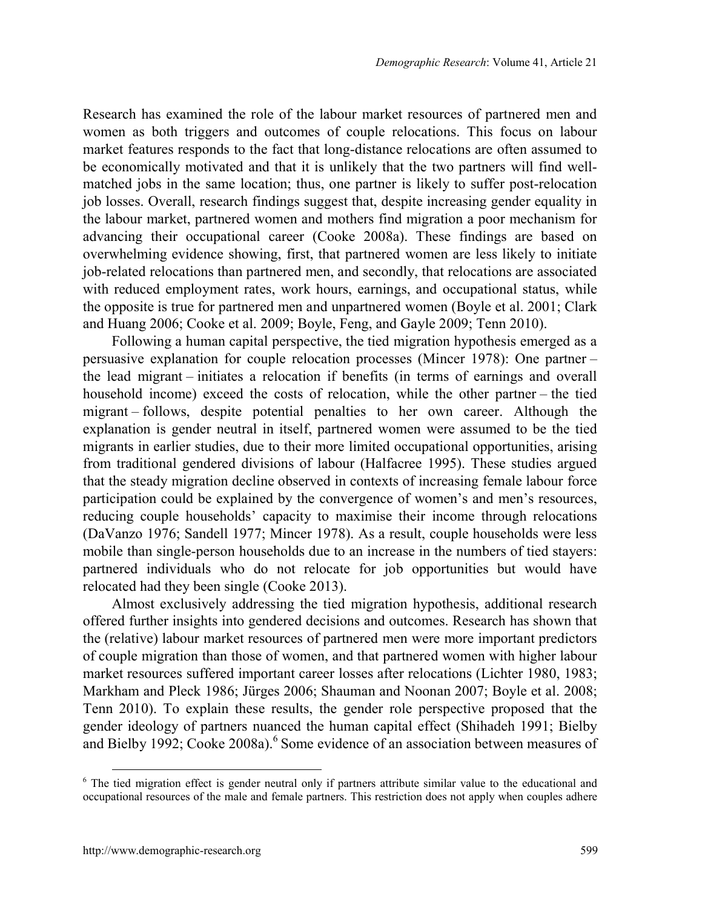Research has examined the role of the labour market resources of partnered men and women as both triggers and outcomes of couple relocations. This focus on labour market features responds to the fact that long-distance relocations are often assumed to be economically motivated and that it is unlikely that the two partners will find well-matched jobs in the same location; thus, one partner is likely to suffer post-relocation job losses. Overall, research findings suggest that, despite increasing gender equality in the labour market, partnered women and mothers find migration a poor mechanism for advancing their occupational career (Cooke 2008a). These findings are based on overwhelming evidence showing, first, that partnered women are less likely to initiate job-related relocations than partnered men, and secondly, that relocations are associated with reduced employment rates, work hours, earnings, and occupational status, while the opposite is true for partnered men and unpartnered women (Boyle et al. 2001; Clark and Huang 2006; Cooke et al. 2009; Boyle, Feng, and Gayle 2009; Tenn 2010).

Following a human capital perspective, the tied migration hypothesis emerged as a persuasive explanation for couple relocation processes (Mincer 1978): One partner – the lead migrant – initiates a relocation if benefits (in terms of earnings and overall household income) exceed the costs of relocation, while the other partner – the tied migrant – follows, despite potential penalties to her own career. Although the explanation is gender neutral in itself, partnered women were assumed to be the tied migrants in earlier studies, due to their more limited occupational opportunities, arising from traditional gendered divisions of labour (Halfacree 1995). These studies argued that the steady migration decline observed in contexts of increasing female labour force participation could be explained by the convergence of women's and men's resources, reducing couple households' capacity to maximise their income through relocations (DaVanzo 1976; Sandell 1977; Mincer 1978). As a result, couple households were less mobile than single-person households due to an increase in the numbers of tied stayers: partnered individuals who do not relocate for job opportunities but would have relocated had they been single (Cooke 2013).

Almost exclusively addressing the tied migration hypothesis, additional research offered further insights into gendered decisions and outcomes. Research has shown that the (relative) labour market resources of partnered men were more important predictors of couple migration than those of women, and that partnered women with higher labour market resources suffered important career losses after relocations (Lichter 1980, 1983; Markham and Pleck 1986; Jürges 2006; Shauman and Noonan 2007; Boyle et al. 2008; Tenn 2010). To explain these results, the gender role perspective proposed that the gender ideology of partners nuanced the human capital effect (Shihadeh 1991; Bielby and Bielby 1992; Cooke 2008a).[6] Some evidence of an association between measures of

[6] The tied migration effect is gender neutral only if partners attribute similar value to the educational and occupational resources of the male and female partners. This restriction does not apply when couples adhere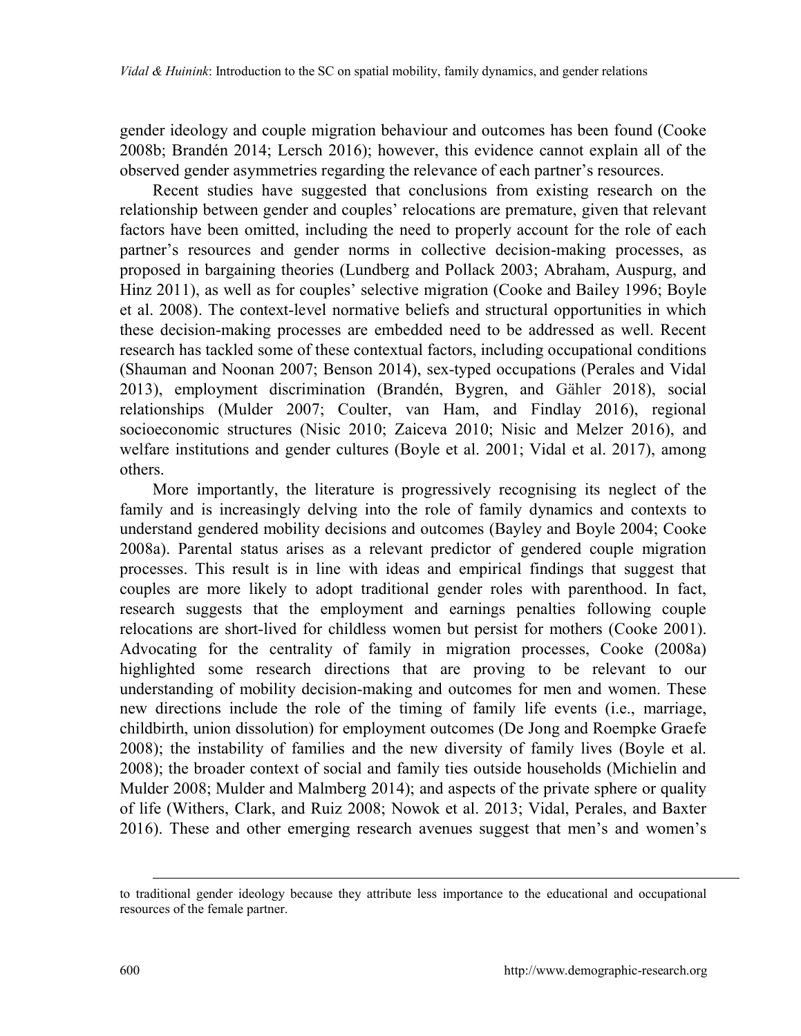gender ideology and couple migration behaviour and outcomes has been found (Cooke 2008b; Brandén 2014; Lersch 2016); however, this evidence cannot explain all of the observed gender asymmetries regarding the relevance of each partner's resources.

Recent studies have suggested that conclusions from existing research on the relationship between gender and couples' relocations are premature, given that relevant factors have been omitted, including the need to properly account for the role of each partner's resources and gender norms in collective decision-making processes, as proposed in bargaining theories (Lundberg and Pollack 2003; Abraham, Auspurg, and Hinz 2011), as well as for couples' selective migration (Cooke and Bailey 1996; Boyle et al. 2008). The context-level normative beliefs and structural opportunities in which these decision-making processes are embedded need to be addressed as well. Recent research has tackled some of these contextual factors, including occupational conditions (Shauman and Noonan 2007; Benson 2014), sex-typed occupations (Perales and Vidal 2013), employment discrimination (Brandén, Bygren, and Gähler 2018), social relationships (Mulder 2007; Coulter, van Ham, and Findlay 2016), regional socioeconomic structures (Nisic 2010; Zaiceva 2010; Nisic and Melzer 2016), and welfare institutions and gender cultures (Boyle et al. 2001; Vidal et al. 2017), among others.

More importantly, the literature is progressively recognising its neglect of the family and is increasingly delving into the role of family dynamics and contexts to understand gendered mobility decisions and outcomes (Bayley and Boyle 2004; Cooke 2008a). Parental status arises as a relevant predictor of gendered couple migration processes. This result is in line with ideas and empirical findings that suggest that couples are more likely to adopt traditional gender roles with parenthood. In fact, research suggests that the employment and earnings penalties following couple relocations are short-lived for childless women but persist for mothers (Cooke 2001). Advocating for the centrality of family in migration processes, Cooke (2008a) highlighted some research directions that are proving to be relevant to our understanding of mobility decision-making and outcomes for men and women. These new directions include the role of the timing of family life events (i.e., marriage, childbirth, union dissolution) for employment outcomes (De Jong and Roempke Graefe 2008); the instability of families and the new diversity of family lives (Boyle et al. 2008); the broader context of social and family ties outside households (Michielin and Mulder 2008; Mulder and Malmberg 2014); and aspects of the private sphere or quality of life (Withers, Clark, and Ruiz 2008; Nowok et al. 2013; Vidal, Perales, and Baxter 2016). These and other emerging research avenues suggest that men's and women's

---

to traditional gender ideology because they attribute less importance to the educational and occupational resources of the female partner.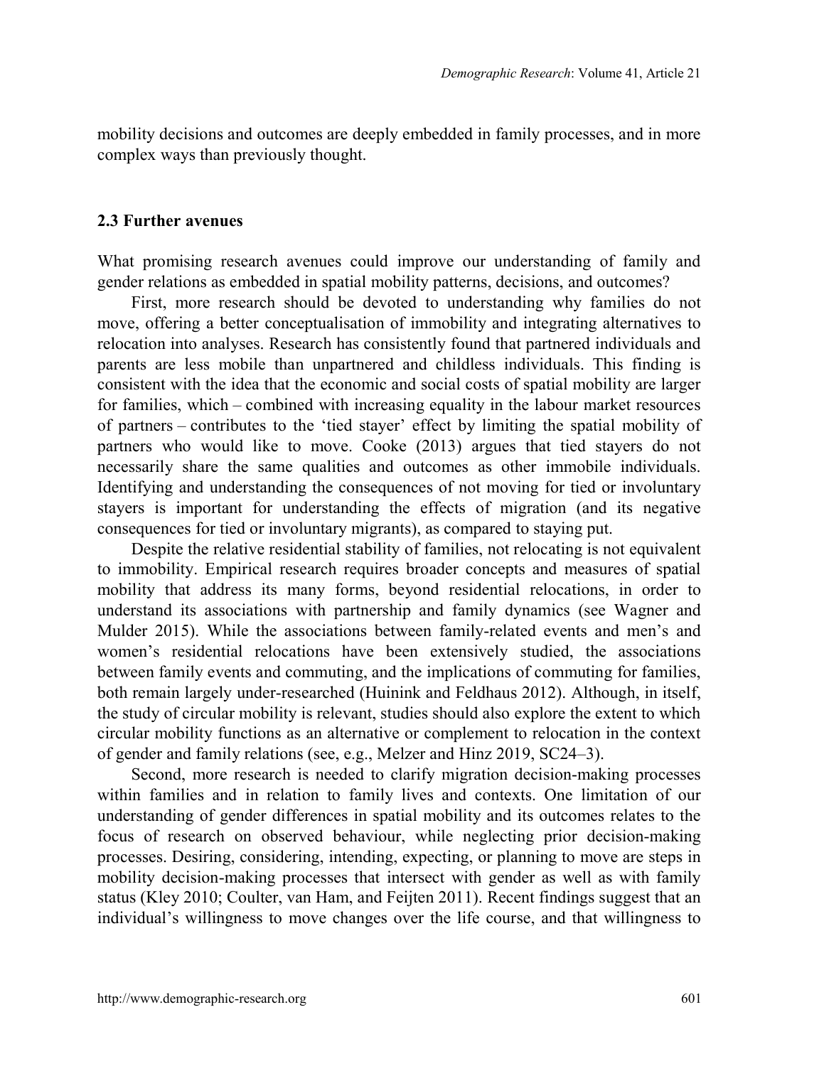mobility decisions and outcomes are deeply embedded in family processes, and in more complex ways than previously thought.

### 2.3 Further avenues

What promising research avenues could improve our understanding of family and gender relations as embedded in spatial mobility patterns, decisions, and outcomes?

First, more research should be devoted to understanding why families do not move, offering a better conceptualisation of immobility and integrating alternatives to relocation into analyses. Research has consistently found that partnered individuals and parents are less mobile than unpartnered and childless individuals. This finding is consistent with the idea that the economic and social costs of spatial mobility are larger for families, which – combined with increasing equality in the labour market resources of partners – contributes to the 'tied stayer' effect by limiting the spatial mobility of partners who would like to move. Cooke (2013) argues that tied stayers do not necessarily share the same qualities and outcomes as other immobile individuals. Identifying and understanding the consequences of not moving for tied or involuntary stayers is important for understanding the effects of migration (and its negative consequences for tied or involuntary migrants), as compared to staying put.

Despite the relative residential stability of families, not relocating is not equivalent to immobility. Empirical research requires broader concepts and measures of spatial mobility that address its many forms, beyond residential relocations, in order to understand its associations with partnership and family dynamics (see Wagner and Mulder 2015). While the associations between family-related events and men's and women's residential relocations have been extensively studied, the associations between family events and commuting, and the implications of commuting for families, both remain largely under-researched (Huinink and Feldhaus 2012). Although, in itself, the study of circular mobility is relevant, studies should also explore the extent to which circular mobility functions as an alternative or complement to relocation in the context of gender and family relations (see, e.g., Melzer and Hinz 2019, SC24–3).

Second, more research is needed to clarify migration decision-making processes within families and in relation to family lives and contexts. One limitation of our understanding of gender differences in spatial mobility and its outcomes relates to the focus of research on observed behaviour, while neglecting prior decision-making processes. Desiring, considering, intending, expecting, or planning to move are steps in mobility decision-making processes that intersect with gender as well as with family status (Kley 2010; Coulter, van Ham, and Feijten 2011). Recent findings suggest that an individual's willingness to move changes over the life course, and that willingness to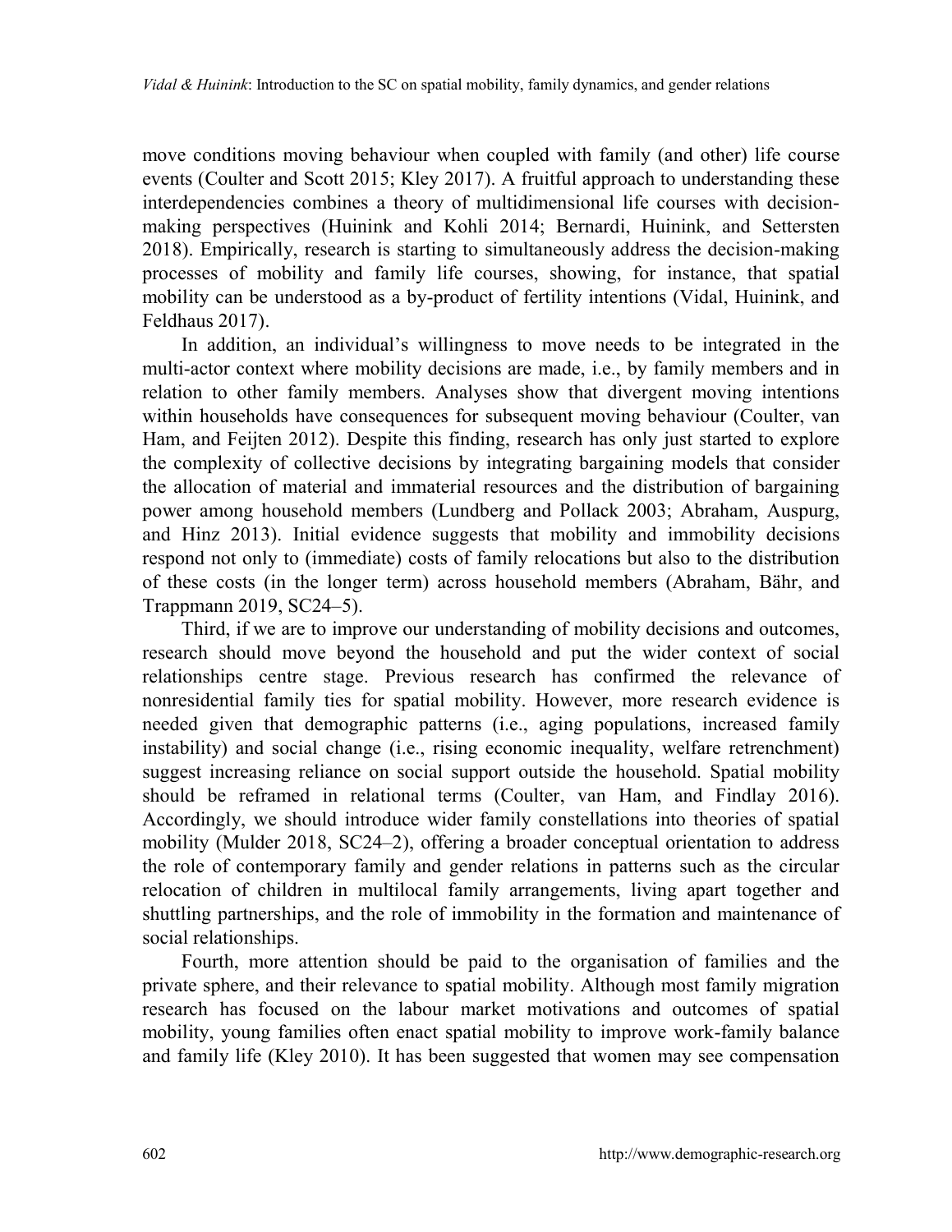move conditions moving behaviour when coupled with family (and other) life course events (Coulter and Scott 2015; Kley 2017). A fruitful approach to understanding these interdependencies combines a theory of multidimensional life courses with decision-making perspectives (Huinink and Kohli 2014; Bernardi, Huinink, and Settersten 2018). Empirically, research is starting to simultaneously address the decision-making processes of mobility and family life courses, showing, for instance, that spatial mobility can be understood as a by-product of fertility intentions (Vidal, Huinink, and Feldhaus 2017).

In addition, an individual's willingness to move needs to be integrated in the multi-actor context where mobility decisions are made, i.e., by family members and in relation to other family members. Analyses show that divergent moving intentions within households have consequences for subsequent moving behaviour (Coulter, van Ham, and Feijten 2012). Despite this finding, research has only just started to explore the complexity of collective decisions by integrating bargaining models that consider the allocation of material and immaterial resources and the distribution of bargaining power among household members (Lundberg and Pollack 2003; Abraham, Auspurg, and Hinz 2013). Initial evidence suggests that mobility and immobility decisions respond not only to (immediate) costs of family relocations but also to the distribution of these costs (in the longer term) across household members (Abraham, Bähr, and Trappmann 2019, SC24–5).

Third, if we are to improve our understanding of mobility decisions and outcomes, research should move beyond the household and put the wider context of social relationships centre stage. Previous research has confirmed the relevance of nonresidential family ties for spatial mobility. However, more research evidence is needed given that demographic patterns (i.e., aging populations, increased family instability) and social change (i.e., rising economic inequality, welfare retrenchment) suggest increasing reliance on social support outside the household. Spatial mobility should be reframed in relational terms (Coulter, van Ham, and Findlay 2016). Accordingly, we should introduce wider family constellations into theories of spatial mobility (Mulder 2018, SC24–2), offering a broader conceptual orientation to address the role of contemporary family and gender relations in patterns such as the circular relocation of children in multilocal family arrangements, living apart together and shuttling partnerships, and the role of immobility in the formation and maintenance of social relationships.

Fourth, more attention should be paid to the organisation of families and the private sphere, and their relevance to spatial mobility. Although most family migration research has focused on the labour market motivations and outcomes of spatial mobility, young families often enact spatial mobility to improve work-family balance and family life (Kley 2010). It has been suggested that women may see compensation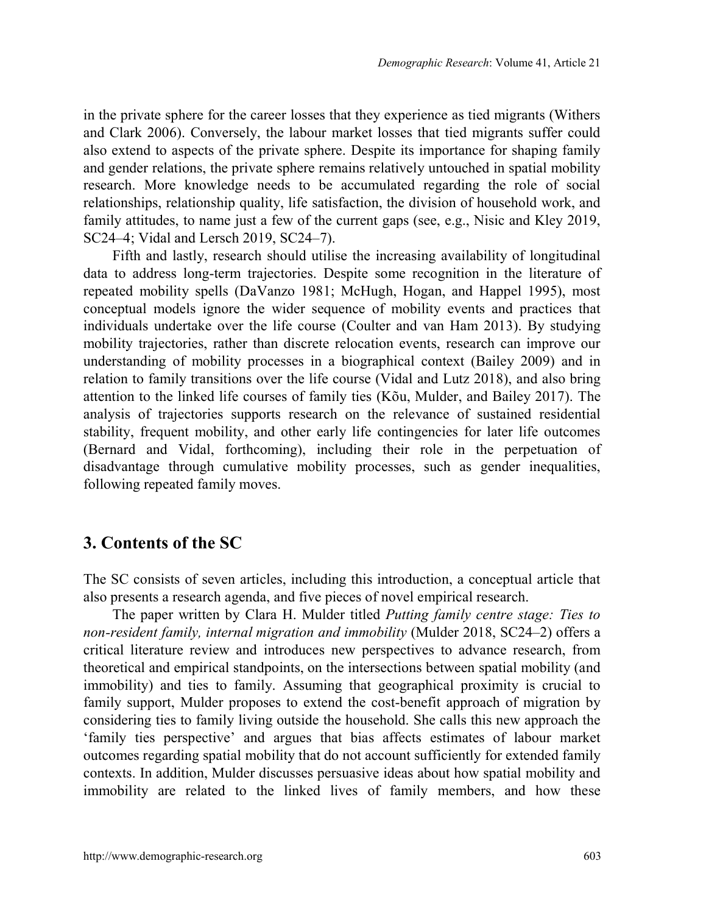in the private sphere for the career losses that they experience as tied migrants (Withers and Clark 2006). Conversely, the labour market losses that tied migrants suffer could also extend to aspects of the private sphere. Despite its importance for shaping family and gender relations, the private sphere remains relatively untouched in spatial mobility research. More knowledge needs to be accumulated regarding the role of social relationships, relationship quality, life satisfaction, the division of household work, and family attitudes, to name just a few of the current gaps (see, e.g., Nisic and Kley 2019, SC24–4; Vidal and Lersch 2019, SC24–7).

Fifth and lastly, research should utilise the increasing availability of longitudinal data to address long-term trajectories. Despite some recognition in the literature of repeated mobility spells (DaVanzo 1981; McHugh, Hogan, and Happel 1995), most conceptual models ignore the wider sequence of mobility events and practices that individuals undertake over the life course (Coulter and van Ham 2013). By studying mobility trajectories, rather than discrete relocation events, research can improve our understanding of mobility processes in a biographical context (Bailey 2009) and in relation to family transitions over the life course (Vidal and Lutz 2018), and also bring attention to the linked life courses of family ties (Kõu, Mulder, and Bailey 2017). The analysis of trajectories supports research on the relevance of sustained residential stability, frequent mobility, and other early life contingencies for later life outcomes (Bernard and Vidal, forthcoming), including their role in the perpetuation of disadvantage through cumulative mobility processes, such as gender inequalities, following repeated family moves.

## 3. Contents of the SC

The SC consists of seven articles, including this introduction, a conceptual article that also presents a research agenda, and five pieces of novel empirical research.

The paper written by Clara H. Mulder titled *Putting family centre stage: Ties to non-resident family, internal migration and immobility* (Mulder 2018, SC24–2) offers a critical literature review and introduces new perspectives to advance research, from theoretical and empirical standpoints, on the intersections between spatial mobility (and immobility) and ties to family. Assuming that geographical proximity is crucial to family support, Mulder proposes to extend the cost-benefit approach of migration by considering ties to family living outside the household. She calls this new approach the 'family ties perspective' and argues that bias affects estimates of labour market outcomes regarding spatial mobility that do not account sufficiently for extended family contexts. In addition, Mulder discusses persuasive ideas about how spatial mobility and immobility are related to the linked lives of family members, and how these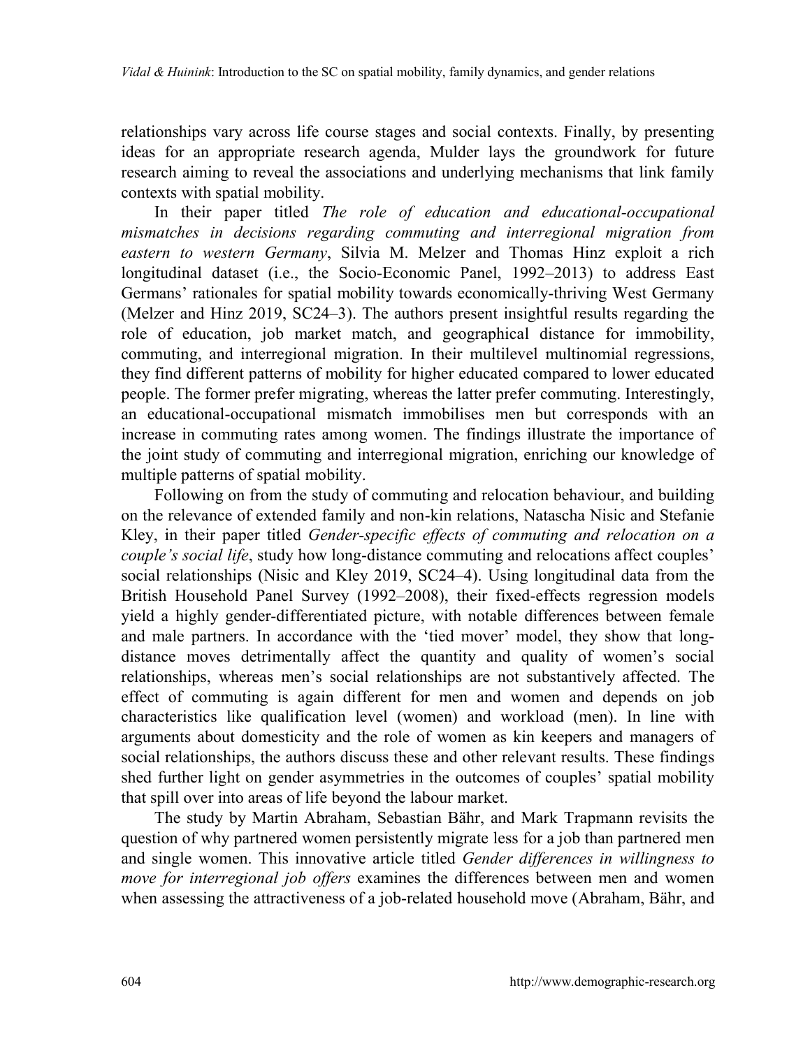relationships vary across life course stages and social contexts. Finally, by presenting ideas for an appropriate research agenda, Mulder lays the groundwork for future research aiming to reveal the associations and underlying mechanisms that link family contexts with spatial mobility.

In their paper titled *The role of education and educational-occupational mismatches in decisions regarding commuting and interregional migration from eastern to western Germany*, Silvia M. Melzer and Thomas Hinz exploit a rich longitudinal dataset (i.e., the Socio-Economic Panel, 1992–2013) to address East Germans' rationales for spatial mobility towards economically-thriving West Germany (Melzer and Hinz 2019, SC24–3). The authors present insightful results regarding the role of education, job market match, and geographical distance for immobility, commuting, and interregional migration. In their multilevel multinomial regressions, they find different patterns of mobility for higher educated compared to lower educated people. The former prefer migrating, whereas the latter prefer commuting. Interestingly, an educational-occupational mismatch immobilises men but corresponds with an increase in commuting rates among women. The findings illustrate the importance of the joint study of commuting and interregional migration, enriching our knowledge of multiple patterns of spatial mobility.

Following on from the study of commuting and relocation behaviour, and building on the relevance of extended family and non-kin relations, Natascha Nisic and Stefanie Kley, in their paper titled *Gender-specific effects of commuting and relocation on a couple's social life*, study how long-distance commuting and relocations affect couples' social relationships (Nisic and Kley 2019, SC24–4). Using longitudinal data from the British Household Panel Survey (1992–2008), their fixed-effects regression models yield a highly gender-differentiated picture, with notable differences between female and male partners. In accordance with the 'tied mover' model, they show that long-distance moves detrimentally affect the quantity and quality of women's social relationships, whereas men's social relationships are not substantively affected. The effect of commuting is again different for men and women and depends on job characteristics like qualification level (women) and workload (men). In line with arguments about domesticity and the role of women as kin keepers and managers of social relationships, the authors discuss these and other relevant results. These findings shed further light on gender asymmetries in the outcomes of couples' spatial mobility that spill over into areas of life beyond the labour market.

The study by Martin Abraham, Sebastian Bähr, and Mark Trapmann revisits the question of why partnered women persistently migrate less for a job than partnered men and single women. This innovative article titled *Gender differences in willingness to move for interregional job offers* examines the differences between men and women when assessing the attractiveness of a job-related household move (Abraham, Bähr, and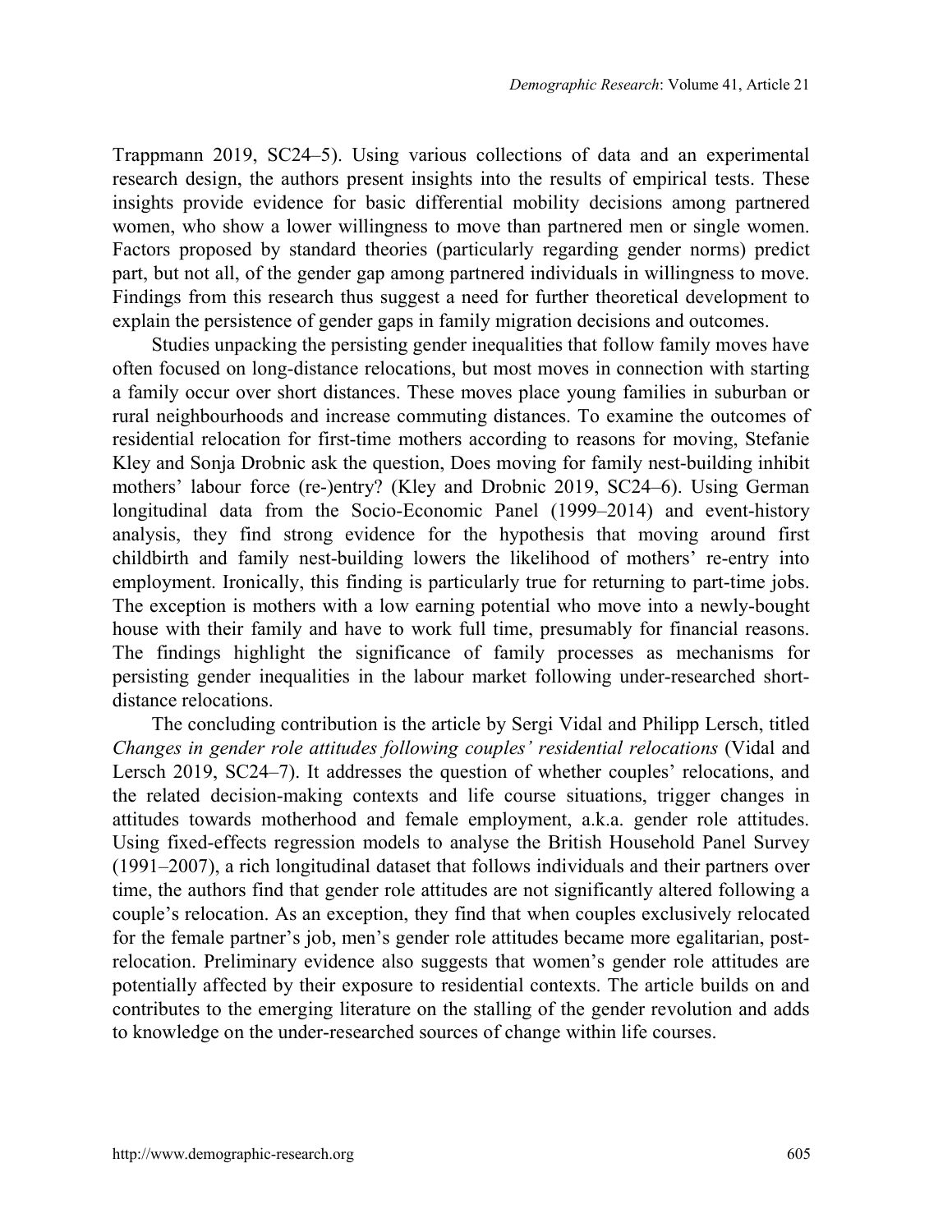Trappmann 2019, SC24–5). Using various collections of data and an experimental research design, the authors present insights into the results of empirical tests. These insights provide evidence for basic differential mobility decisions among partnered women, who show a lower willingness to move than partnered men or single women. Factors proposed by standard theories (particularly regarding gender norms) predict part, but not all, of the gender gap among partnered individuals in willingness to move. Findings from this research thus suggest a need for further theoretical development to explain the persistence of gender gaps in family migration decisions and outcomes.

Studies unpacking the persisting gender inequalities that follow family moves have often focused on long-distance relocations, but most moves in connection with starting a family occur over short distances. These moves place young families in suburban or rural neighbourhoods and increase commuting distances. To examine the outcomes of residential relocation for first-time mothers according to reasons for moving, Stefanie Kley and Sonja Drobnic ask the question, Does moving for family nest-building inhibit mothers' labour force (re-)entry? (Kley and Drobnic 2019, SC24–6). Using German longitudinal data from the Socio-Economic Panel (1999–2014) and event-history analysis, they find strong evidence for the hypothesis that moving around first childbirth and family nest-building lowers the likelihood of mothers' re-entry into employment. Ironically, this finding is particularly true for returning to part-time jobs. The exception is mothers with a low earning potential who move into a newly-bought house with their family and have to work full time, presumably for financial reasons. The findings highlight the significance of family processes as mechanisms for persisting gender inequalities in the labour market following under-researched short-distance relocations.

The concluding contribution is the article by Sergi Vidal and Philipp Lersch, titled *Changes in gender role attitudes following couples' residential relocations* (Vidal and Lersch 2019, SC24–7). It addresses the question of whether couples' relocations, and the related decision-making contexts and life course situations, trigger changes in attitudes towards motherhood and female employment, a.k.a. gender role attitudes. Using fixed-effects regression models to analyse the British Household Panel Survey (1991–2007), a rich longitudinal dataset that follows individuals and their partners over time, the authors find that gender role attitudes are not significantly altered following a couple's relocation. As an exception, they find that when couples exclusively relocated for the female partner's job, men's gender role attitudes became more egalitarian, post-relocation. Preliminary evidence also suggests that women's gender role attitudes are potentially affected by their exposure to residential contexts. The article builds on and contributes to the emerging literature on the stalling of the gender revolution and adds to knowledge on the under-researched sources of change within life courses.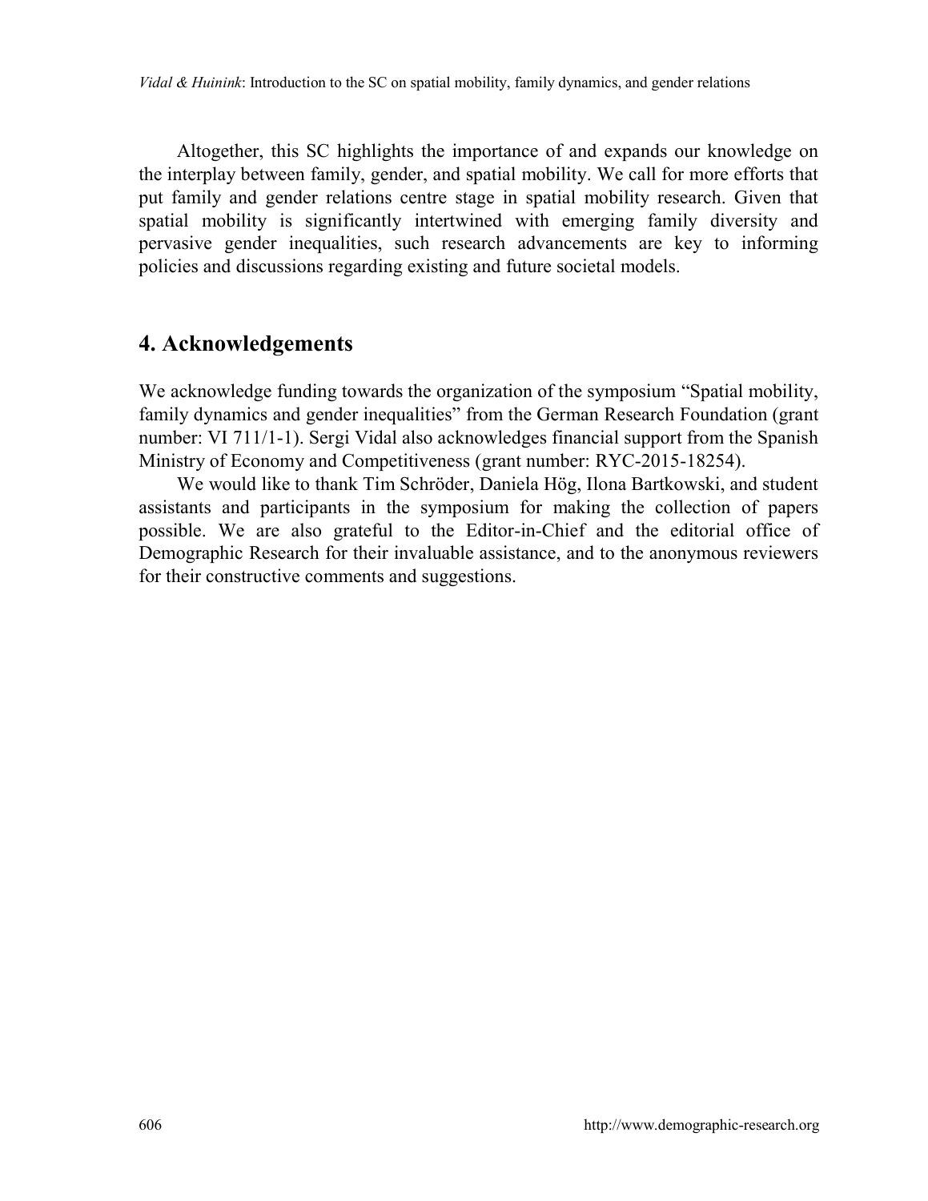Altogether, this SC highlights the importance of and expands our knowledge on the interplay between family, gender, and spatial mobility. We call for more efforts that put family and gender relations centre stage in spatial mobility research. Given that spatial mobility is significantly intertwined with emerging family diversity and pervasive gender inequalities, such research advancements are key to informing policies and discussions regarding existing and future societal models.

## 4. Acknowledgements

We acknowledge funding towards the organization of the symposium "Spatial mobility, family dynamics and gender inequalities" from the German Research Foundation (grant number: VI 711/1-1). Sergi Vidal also acknowledges financial support from the Spanish Ministry of Economy and Competitiveness (grant number: RYC-2015-18254).

We would like to thank Tim Schröder, Daniela Hög, Ilona Bartkowski, and student assistants and participants in the symposium for making the collection of papers possible. We are also grateful to the Editor-in-Chief and the editorial office of Demographic Research for their invaluable assistance, and to the anonymous reviewers for their constructive comments and suggestions.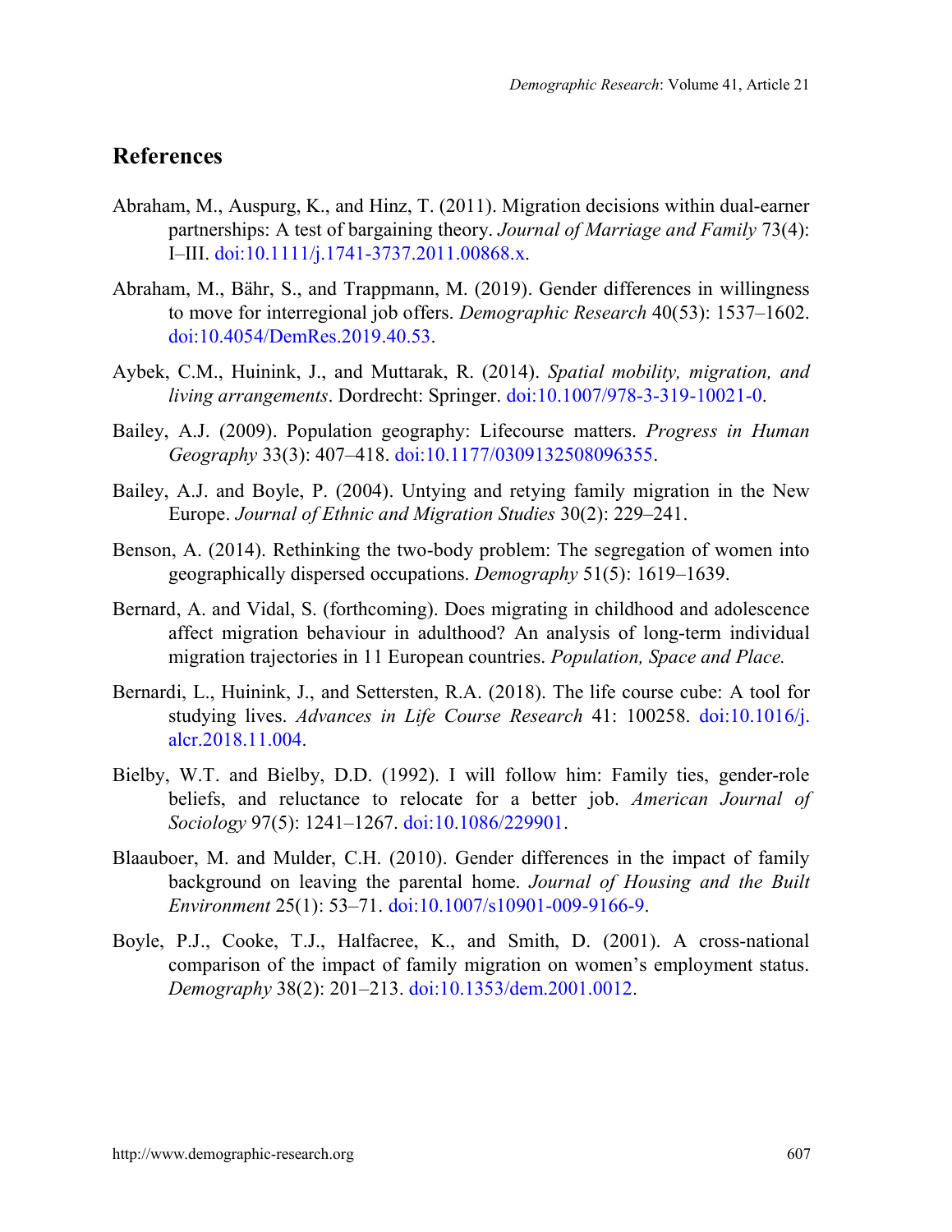## References

Abraham, M., Auspurg, K., and Hinz, T. (2011). Migration decisions within dual-earner partnerships: A test of bargaining theory. *Journal of Marriage and Family* 73(4): I–III. doi:10.1111/j.1741-3737.2011.00868.x.

Abraham, M., Bähr, S., and Trappmann, M. (2019). Gender differences in willingness to move for interregional job offers. *Demographic Research* 40(53): 1537–1602. doi:10.4054/DemRes.2019.40.53.

Aybek, C.M., Huinink, J., and Muttarak, R. (2014). *Spatial mobility, migration, and living arrangements*. Dordrecht: Springer. doi:10.1007/978-3-319-10021-0.

Bailey, A.J. (2009). Population geography: Lifecourse matters. *Progress in Human Geography* 33(3): 407–418. doi:10.1177/0309132508096355.

Bailey, A.J. and Boyle, P. (2004). Untying and retying family migration in the New Europe. *Journal of Ethnic and Migration Studies* 30(2): 229–241.

Benson, A. (2014). Rethinking the two-body problem: The segregation of women into geographically dispersed occupations. *Demography* 51(5): 1619–1639.

Bernard, A. and Vidal, S. (forthcoming). Does migrating in childhood and adolescence affect migration behaviour in adulthood? An analysis of long-term individual migration trajectories in 11 European countries. *Population, Space and Place.*

Bernardi, L., Huinink, J., and Settersten, R.A. (2018). The life course cube: A tool for studying lives. *Advances in Life Course Research* 41: 100258. doi:10.1016/j.alcr.2018.11.004.

Bielby, W.T. and Bielby, D.D. (1992). I will follow him: Family ties, gender-role beliefs, and reluctance to relocate for a better job. *American Journal of Sociology* 97(5): 1241–1267. doi:10.1086/229901.

Blaauboer, M. and Mulder, C.H. (2010). Gender differences in the impact of family background on leaving the parental home. *Journal of Housing and the Built Environment* 25(1): 53–71. doi:10.1007/s10901-009-9166-9.

Boyle, P.J., Cooke, T.J., Halfacree, K., and Smith, D. (2001). A cross-national comparison of the impact of family migration on women's employment status. *Demography* 38(2): 201–213. doi:10.1353/dem.2001.0012.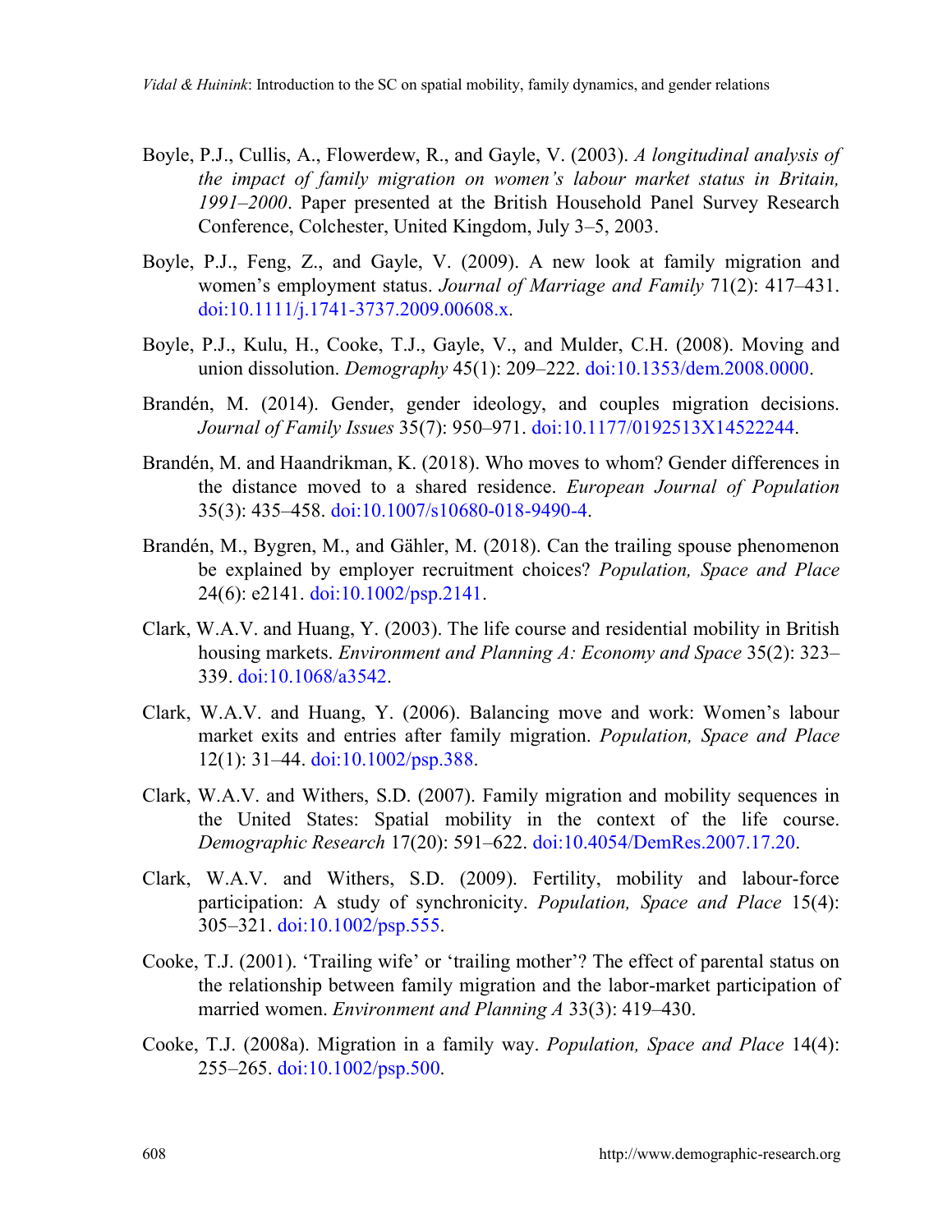Boyle, P.J., Cullis, A., Flowerdew, R., and Gayle, V. (2003). *A longitudinal analysis of the impact of family migration on women's labour market status in Britain, 1991–2000*. Paper presented at the British Household Panel Survey Research Conference, Colchester, United Kingdom, July 3–5, 2003.

Boyle, P.J., Feng, Z., and Gayle, V. (2009). A new look at family migration and women's employment status. *Journal of Marriage and Family* 71(2): 417–431. doi:10.1111/j.1741-3737.2009.00608.x.

Boyle, P.J., Kulu, H., Cooke, T.J., Gayle, V., and Mulder, C.H. (2008). Moving and union dissolution. *Demography* 45(1): 209–222. doi:10.1353/dem.2008.0000.

Brandén, M. (2014). Gender, gender ideology, and couples migration decisions. *Journal of Family Issues* 35(7): 950–971. doi:10.1177/0192513X14522244.

Brandén, M. and Haandrikman, K. (2018). Who moves to whom? Gender differences in the distance moved to a shared residence. *European Journal of Population* 35(3): 435–458. doi:10.1007/s10680-018-9490-4.

Brandén, M., Bygren, M., and Gähler, M. (2018). Can the trailing spouse phenomenon be explained by employer recruitment choices? *Population, Space and Place* 24(6): e2141. doi:10.1002/psp.2141.

Clark, W.A.V. and Huang, Y. (2003). The life course and residential mobility in British housing markets. *Environment and Planning A: Economy and Space* 35(2): 323–339. doi:10.1068/a3542.

Clark, W.A.V. and Huang, Y. (2006). Balancing move and work: Women's labour market exits and entries after family migration. *Population, Space and Place* 12(1): 31–44. doi:10.1002/psp.388.

Clark, W.A.V. and Withers, S.D. (2007). Family migration and mobility sequences in the United States: Spatial mobility in the context of the life course. *Demographic Research* 17(20): 591–622. doi:10.4054/DemRes.2007.17.20.

Clark, W.A.V. and Withers, S.D. (2009). Fertility, mobility and labour-force participation: A study of synchronicity. *Population, Space and Place* 15(4): 305–321. doi:10.1002/psp.555.

Cooke, T.J. (2001). 'Trailing wife' or 'trailing mother'? The effect of parental status on the relationship between family migration and the labor-market participation of married women. *Environment and Planning A* 33(3): 419–430.

Cooke, T.J. (2008a). Migration in a family way. *Population, Space and Place* 14(4): 255–265. doi:10.1002/psp.500.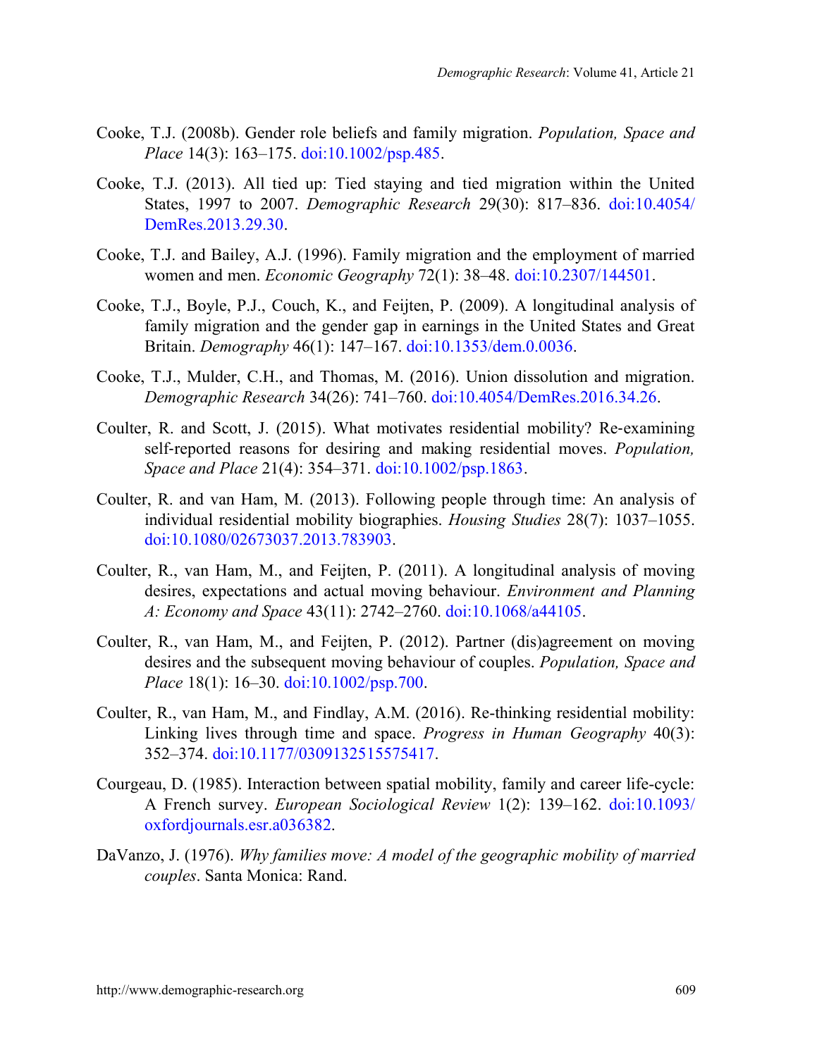Cooke, T.J. (2008b). Gender role beliefs and family migration. *Population, Space and Place* 14(3): 163–175. doi:10.1002/psp.485.

Cooke, T.J. (2013). All tied up: Tied staying and tied migration within the United States, 1997 to 2007. *Demographic Research* 29(30): 817–836. doi:10.4054/DemRes.2013.29.30.

Cooke, T.J. and Bailey, A.J. (1996). Family migration and the employment of married women and men. *Economic Geography* 72(1): 38–48. doi:10.2307/144501.

Cooke, T.J., Boyle, P.J., Couch, K., and Feijten, P. (2009). A longitudinal analysis of family migration and the gender gap in earnings in the United States and Great Britain. *Demography* 46(1): 147–167. doi:10.1353/dem.0.0036.

Cooke, T.J., Mulder, C.H., and Thomas, M. (2016). Union dissolution and migration. *Demographic Research* 34(26): 741–760. doi:10.4054/DemRes.2016.34.26.

Coulter, R. and Scott, J. (2015). What motivates residential mobility? Re-examining self-reported reasons for desiring and making residential moves. *Population, Space and Place* 21(4): 354–371. doi:10.1002/psp.1863.

Coulter, R. and van Ham, M. (2013). Following people through time: An analysis of individual residential mobility biographies. *Housing Studies* 28(7): 1037–1055. doi:10.1080/02673037.2013.783903.

Coulter, R., van Ham, M., and Feijten, P. (2011). A longitudinal analysis of moving desires, expectations and actual moving behaviour. *Environment and Planning A: Economy and Space* 43(11): 2742–2760. doi:10.1068/a44105.

Coulter, R., van Ham, M., and Feijten, P. (2012). Partner (dis)agreement on moving desires and the subsequent moving behaviour of couples. *Population, Space and Place* 18(1): 16–30. doi:10.1002/psp.700.

Coulter, R., van Ham, M., and Findlay, A.M. (2016). Re-thinking residential mobility: Linking lives through time and space. *Progress in Human Geography* 40(3): 352–374. doi:10.1177/0309132515575417.

Courgeau, D. (1985). Interaction between spatial mobility, family and career life-cycle: A French survey. *European Sociological Review* 1(2): 139–162. doi:10.1093/oxfordjournals.esr.a036382.

DaVanzo, J. (1976). *Why families move: A model of the geographic mobility of married couples*. Santa Monica: Rand.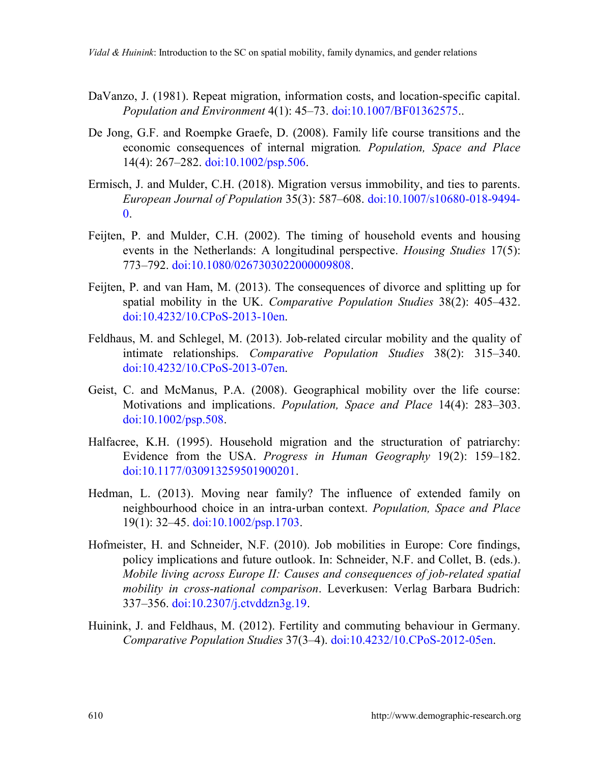DaVanzo, J. (1981). Repeat migration, information costs, and location-specific capital. *Population and Environment* 4(1): 45–73. doi:10.1007/BF01362575..

De Jong, G.F. and Roempke Graefe, D. (2008). Family life course transitions and the economic consequences of internal migration*.* *Population, Space and Place* 14(4): 267–282. doi:10.1002/psp.506.

Ermisch, J. and Mulder, C.H. (2018). Migration versus immobility, and ties to parents. *European Journal of Population* 35(3): 587–608. doi:10.1007/s10680-018-9494-0.

Feijten, P. and Mulder, C.H. (2002). The timing of household events and housing events in the Netherlands: A longitudinal perspective. *Housing Studies* 17(5): 773–792. doi:10.1080/0267303022000009808.

Feijten, P. and van Ham, M. (2013). The consequences of divorce and splitting up for spatial mobility in the UK. *Comparative Population Studies* 38(2): 405–432. doi:10.4232/10.CPoS-2013-10en.

Feldhaus, M. and Schlegel, M. (2013). Job-related circular mobility and the quality of intimate relationships. *Comparative Population Studies* 38(2): 315–340. doi:10.4232/10.CPoS-2013-07en.

Geist, C. and McManus, P.A. (2008). Geographical mobility over the life course: Motivations and implications. *Population, Space and Place* 14(4): 283–303. doi:10.1002/psp.508.

Halfacree, K.H. (1995). Household migration and the structuration of patriarchy: Evidence from the USA. *Progress in Human Geography* 19(2): 159–182. doi:10.1177/030913259501900201.

Hedman, L. (2013). Moving near family? The influence of extended family on neighbourhood choice in an intra-urban context. *Population, Space and Place* 19(1): 32–45. doi:10.1002/psp.1703.

Hofmeister, H. and Schneider, N.F. (2010). Job mobilities in Europe: Core findings, policy implications and future outlook. In: Schneider, N.F. and Collet, B. (eds.). *Mobile living across Europe II: Causes and consequences of job-related spatial mobility in cross-national comparison*. Leverkusen: Verlag Barbara Budrich: 337–356. doi:10.2307/j.ctvddzn3g.19.

Huinink, J. and Feldhaus, M. (2012). Fertility and commuting behaviour in Germany. *Comparative Population Studies* 37(3–4). doi:10.4232/10.CPoS-2012-05en.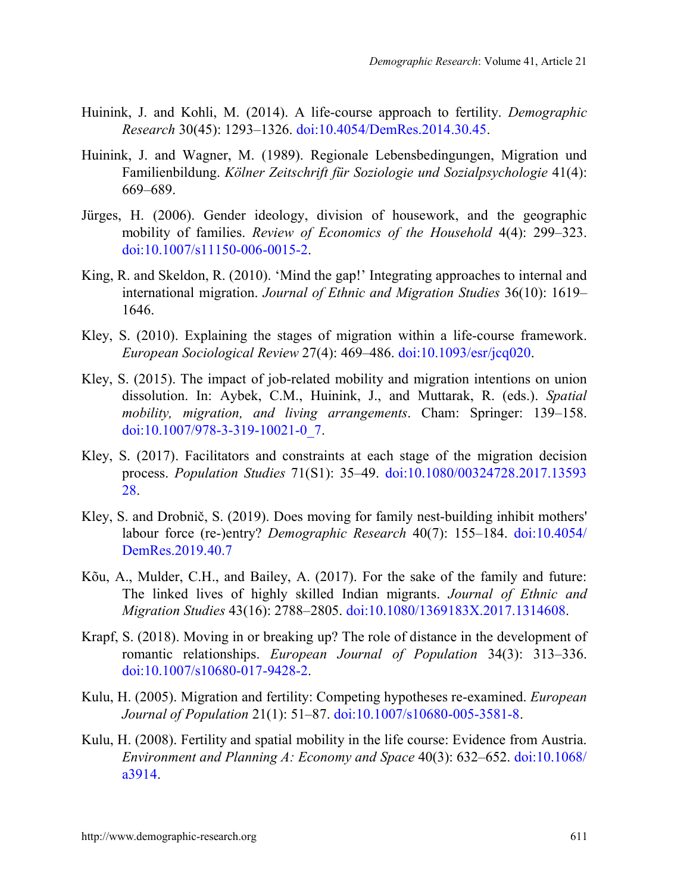Huinink, J. and Kohli, M. (2014). A life-course approach to fertility. *Demographic Research* 30(45): 1293–1326. doi:10.4054/DemRes.2014.30.45.

Huinink, J. and Wagner, M. (1989). Regionale Lebensbedingungen, Migration und Familienbildung. *Kölner Zeitschrift für Soziologie und Sozialpsychologie* 41(4): 669–689.

Jürges, H. (2006). Gender ideology, division of housework, and the geographic mobility of families. *Review of Economics of the Household* 4(4): 299–323. doi:10.1007/s11150-006-0015-2.

King, R. and Skeldon, R. (2010). 'Mind the gap!' Integrating approaches to internal and international migration. *Journal of Ethnic and Migration Studies* 36(10): 1619–1646.

Kley, S. (2010). Explaining the stages of migration within a life-course framework. *European Sociological Review* 27(4): 469–486. doi:10.1093/esr/jcq020.

Kley, S. (2015). The impact of job-related mobility and migration intentions on union dissolution. In: Aybek, C.M., Huinink, J., and Muttarak, R. (eds.). *Spatial mobility, migration, and living arrangements*. Cham: Springer: 139–158. doi:10.1007/978-3-319-10021-0_7.

Kley, S. (2017). Facilitators and constraints at each stage of the migration decision process. *Population Studies* 71(S1): 35–49. doi:10.1080/00324728.2017.1359328.

Kley, S. and Drobnič, S. (2019). Does moving for family nest-building inhibit mothers' labour force (re-)entry? *Demographic Research* 40(7): 155–184. doi:10.4054/DemRes.2019.40.7

Kõu, A., Mulder, C.H., and Bailey, A. (2017). For the sake of the family and future: The linked lives of highly skilled Indian migrants. *Journal of Ethnic and Migration Studies* 43(16): 2788–2805. doi:10.1080/1369183X.2017.1314608.

Krapf, S. (2018). Moving in or breaking up? The role of distance in the development of romantic relationships. *European Journal of Population* 34(3): 313–336. doi:10.1007/s10680-017-9428-2.

Kulu, H. (2005). Migration and fertility: Competing hypotheses re-examined. *European Journal of Population* 21(1): 51–87. doi:10.1007/s10680-005-3581-8.

Kulu, H. (2008). Fertility and spatial mobility in the life course: Evidence from Austria. *Environment and Planning A: Economy and Space* 40(3): 632–652. doi:10.1068/a3914.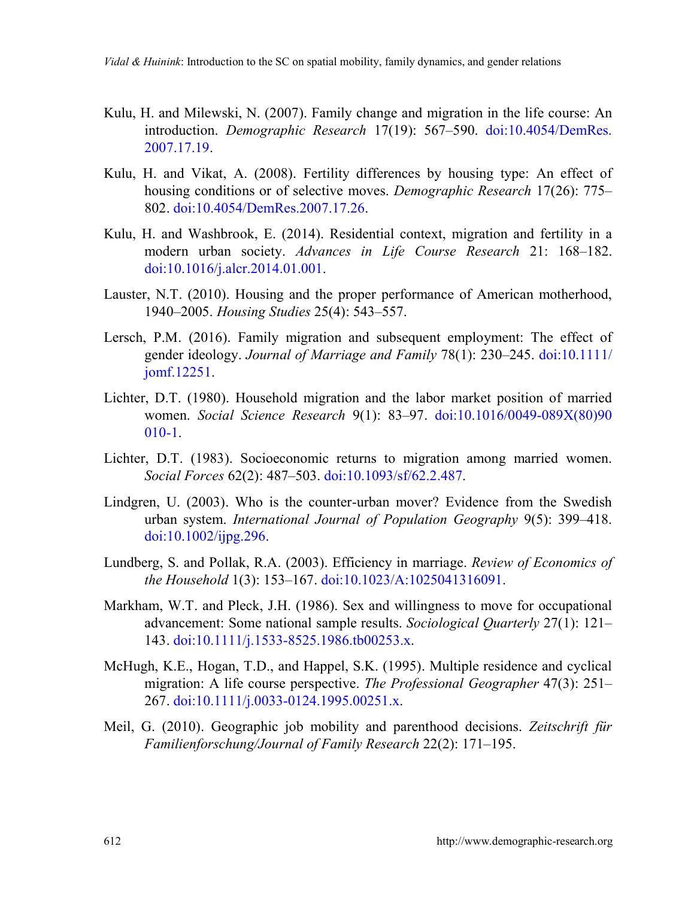Kulu, H. and Milewski, N. (2007). Family change and migration in the life course: An introduction. *Demographic Research* 17(19): 567–590. doi:10.4054/DemRes.2007.17.19.

Kulu, H. and Vikat, A. (2008). Fertility differences by housing type: An effect of housing conditions or of selective moves. *Demographic Research* 17(26): 775–802. doi:10.4054/DemRes.2007.17.26.

Kulu, H. and Washbrook, E. (2014). Residential context, migration and fertility in a modern urban society. *Advances in Life Course Research* 21: 168–182. doi:10.1016/j.alcr.2014.01.001.

Lauster, N.T. (2010). Housing and the proper performance of American motherhood, 1940–2005. *Housing Studies* 25(4): 543–557.

Lersch, P.M. (2016). Family migration and subsequent employment: The effect of gender ideology. *Journal of Marriage and Family* 78(1): 230–245. doi:10.1111/jomf.12251.

Lichter, D.T. (1980). Household migration and the labor market position of married women. *Social Science Research* 9(1): 83–97. doi:10.1016/0049-089X(80)90010-1.

Lichter, D.T. (1983). Socioeconomic returns to migration among married women. *Social Forces* 62(2): 487–503. doi:10.1093/sf/62.2.487.

Lindgren, U. (2003). Who is the counter-urban mover? Evidence from the Swedish urban system. *International Journal of Population Geography* 9(5): 399–418. doi:10.1002/ijpg.296.

Lundberg, S. and Pollak, R.A. (2003). Efficiency in marriage. *Review of Economics of the Household* 1(3): 153–167. doi:10.1023/A:1025041316091.

Markham, W.T. and Pleck, J.H. (1986). Sex and willingness to move for occupational advancement: Some national sample results. *Sociological Quarterly* 27(1): 121–143. doi:10.1111/j.1533-8525.1986.tb00253.x.

McHugh, K.E., Hogan, T.D., and Happel, S.K. (1995). Multiple residence and cyclical migration: A life course perspective. *The Professional Geographer* 47(3): 251–267. doi:10.1111/j.0033-0124.1995.00251.x.

Meil, G. (2010). Geographic job mobility and parenthood decisions. *Zeitschrift für Familienforschung/Journal of Family Research* 22(2): 171–195.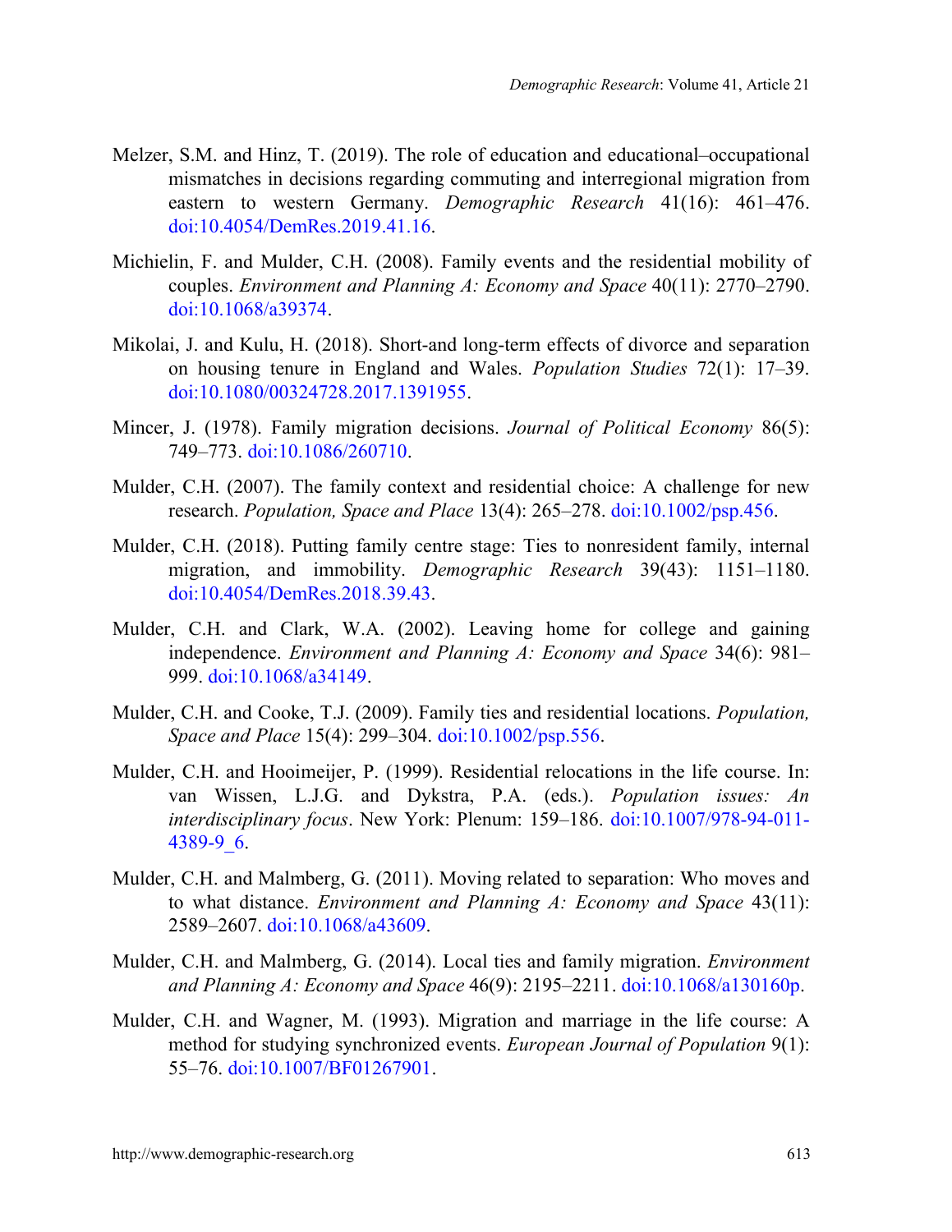Melzer, S.M. and Hinz, T. (2019). The role of education and educational–occupational mismatches in decisions regarding commuting and interregional migration from eastern to western Germany. *Demographic Research* 41(16): 461–476. doi:10.4054/DemRes.2019.41.16.

Michielin, F. and Mulder, C.H. (2008). Family events and the residential mobility of couples. *Environment and Planning A: Economy and Space* 40(11): 2770–2790. doi:10.1068/a39374.

Mikolai, J. and Kulu, H. (2018). Short-and long-term effects of divorce and separation on housing tenure in England and Wales. *Population Studies* 72(1): 17–39. doi:10.1080/00324728.2017.1391955.

Mincer, J. (1978). Family migration decisions. *Journal of Political Economy* 86(5): 749–773. doi:10.1086/260710.

Mulder, C.H. (2007). The family context and residential choice: A challenge for new research. *Population, Space and Place* 13(4): 265–278. doi:10.1002/psp.456.

Mulder, C.H. (2018). Putting family centre stage: Ties to nonresident family, internal migration, and immobility. *Demographic Research* 39(43): 1151–1180. doi:10.4054/DemRes.2018.39.43.

Mulder, C.H. and Clark, W.A. (2002). Leaving home for college and gaining independence. *Environment and Planning A: Economy and Space* 34(6): 981–999. doi:10.1068/a34149.

Mulder, C.H. and Cooke, T.J. (2009). Family ties and residential locations. *Population, Space and Place* 15(4): 299–304. doi:10.1002/psp.556.

Mulder, C.H. and Hooimeijer, P. (1999). Residential relocations in the life course. In: van Wissen, L.J.G. and Dykstra, P.A. (eds.). *Population issues: An interdisciplinary focus*. New York: Plenum: 159–186. doi:10.1007/978-94-011-4389-9_6.

Mulder, C.H. and Malmberg, G. (2011). Moving related to separation: Who moves and to what distance. *Environment and Planning A: Economy and Space* 43(11): 2589–2607. doi:10.1068/a43609.

Mulder, C.H. and Malmberg, G. (2014). Local ties and family migration. *Environment and Planning A: Economy and Space* 46(9): 2195–2211. doi:10.1068/a130160p.

Mulder, C.H. and Wagner, M. (1993). Migration and marriage in the life course: A method for studying synchronized events. *European Journal of Population* 9(1): 55–76. doi:10.1007/BF01267901.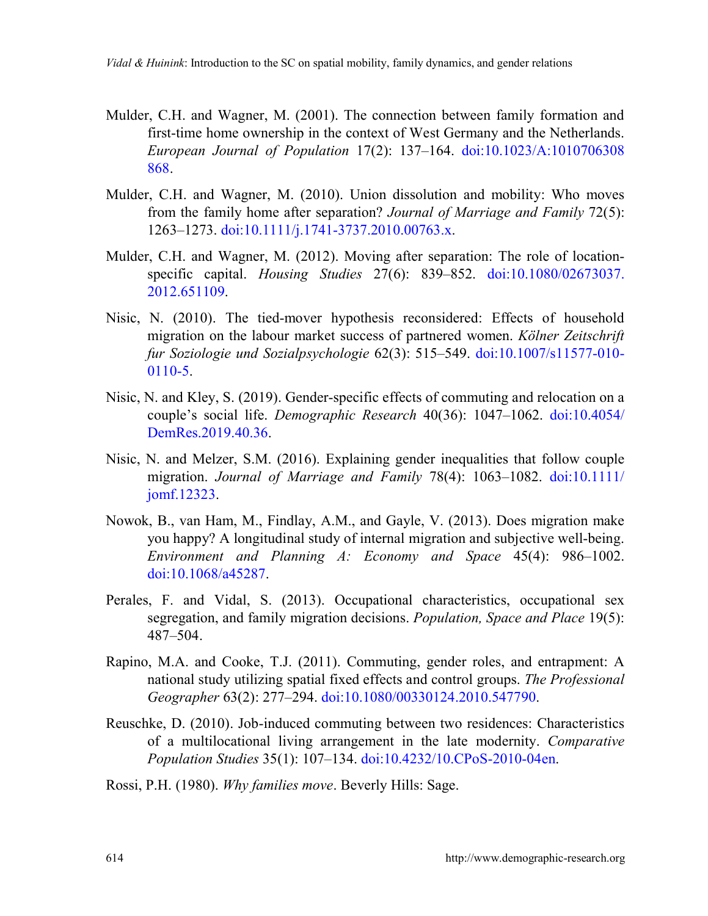Mulder, C.H. and Wagner, M. (2001). The connection between family formation and first-time home ownership in the context of West Germany and the Netherlands. *European Journal of Population* 17(2): 137–164. doi:10.1023/A:1010706308868.

Mulder, C.H. and Wagner, M. (2010). Union dissolution and mobility: Who moves from the family home after separation? *Journal of Marriage and Family* 72(5): 1263–1273. doi:10.1111/j.1741-3737.2010.00763.x.

Mulder, C.H. and Wagner, M. (2012). Moving after separation: The role of location-specific capital. *Housing Studies* 27(6): 839–852. doi:10.1080/02673037.2012.651109.

Nisic, N. (2010). The tied-mover hypothesis reconsidered: Effects of household migration on the labour market success of partnered women. *Kölner Zeitschrift fur Soziologie und Sozialpsychologie* 62(3): 515–549. doi:10.1007/s11577-010-0110-5.

Nisic, N. and Kley, S. (2019). Gender-specific effects of commuting and relocation on a couple's social life. *Demographic Research* 40(36): 1047–1062. doi:10.4054/DemRes.2019.40.36.

Nisic, N. and Melzer, S.M. (2016). Explaining gender inequalities that follow couple migration. *Journal of Marriage and Family* 78(4): 1063–1082. doi:10.1111/jomf.12323.

Nowok, B., van Ham, M., Findlay, A.M., and Gayle, V. (2013). Does migration make you happy? A longitudinal study of internal migration and subjective well-being. *Environment and Planning A: Economy and Space* 45(4): 986–1002. doi:10.1068/a45287.

Perales, F. and Vidal, S. (2013). Occupational characteristics, occupational sex segregation, and family migration decisions. *Population, Space and Place* 19(5): 487–504.

Rapino, M.A. and Cooke, T.J. (2011). Commuting, gender roles, and entrapment: A national study utilizing spatial fixed effects and control groups. *The Professional Geographer* 63(2): 277–294. doi:10.1080/00330124.2010.547790.

Reuschke, D. (2010). Job-induced commuting between two residences: Characteristics of a multilocational living arrangement in the late modernity. *Comparative Population Studies* 35(1): 107–134. doi:10.4232/10.CPoS-2010-04en.

Rossi, P.H. (1980). *Why families move*. Beverly Hills: Sage.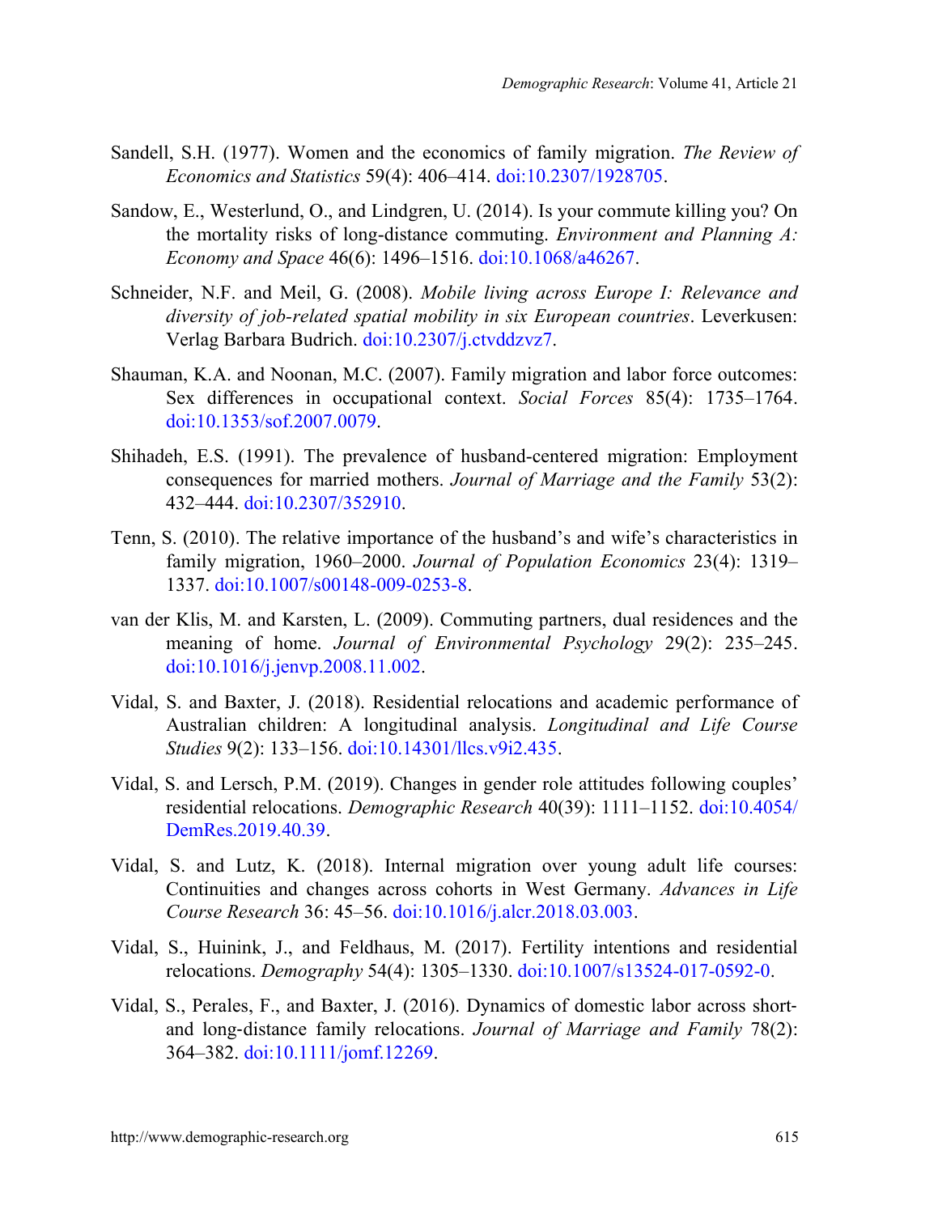Sandell, S.H. (1977). Women and the economics of family migration. *The Review of Economics and Statistics* 59(4): 406–414. doi:10.2307/1928705.

Sandow, E., Westerlund, O., and Lindgren, U. (2014). Is your commute killing you? On the mortality risks of long-distance commuting. *Environment and Planning A: Economy and Space* 46(6): 1496–1516. doi:10.1068/a46267.

Schneider, N.F. and Meil, G. (2008). *Mobile living across Europe I: Relevance and diversity of job-related spatial mobility in six European countries*. Leverkusen: Verlag Barbara Budrich. doi:10.2307/j.ctvddzvz7.

Shauman, K.A. and Noonan, M.C. (2007). Family migration and labor force outcomes: Sex differences in occupational context. *Social Forces* 85(4): 1735–1764. doi:10.1353/sof.2007.0079.

Shihadeh, E.S. (1991). The prevalence of husband-centered migration: Employment consequences for married mothers. *Journal of Marriage and the Family* 53(2): 432–444. doi:10.2307/352910.

Tenn, S. (2010). The relative importance of the husband's and wife's characteristics in family migration, 1960–2000. *Journal of Population Economics* 23(4): 1319–1337. doi:10.1007/s00148-009-0253-8.

van der Klis, M. and Karsten, L. (2009). Commuting partners, dual residences and the meaning of home. *Journal of Environmental Psychology* 29(2): 235–245. doi:10.1016/j.jenvp.2008.11.002.

Vidal, S. and Baxter, J. (2018). Residential relocations and academic performance of Australian children: A longitudinal analysis. *Longitudinal and Life Course Studies* 9(2): 133–156. doi:10.14301/llcs.v9i2.435.

Vidal, S. and Lersch, P.M. (2019). Changes in gender role attitudes following couples' residential relocations. *Demographic Research* 40(39): 1111–1152. doi:10.4054/DemRes.2019.40.39.

Vidal, S. and Lutz, K. (2018). Internal migration over young adult life courses: Continuities and changes across cohorts in West Germany. *Advances in Life Course Research* 36: 45–56. doi:10.1016/j.alcr.2018.03.003.

Vidal, S., Huinink, J., and Feldhaus, M. (2017). Fertility intentions and residential relocations. *Demography* 54(4): 1305–1330. doi:10.1007/s13524-017-0592-0.

Vidal, S., Perales, F., and Baxter, J. (2016). Dynamics of domestic labor across short- and long-distance family relocations. *Journal of Marriage and Family* 78(2): 364–382. doi:10.1111/jomf.12269.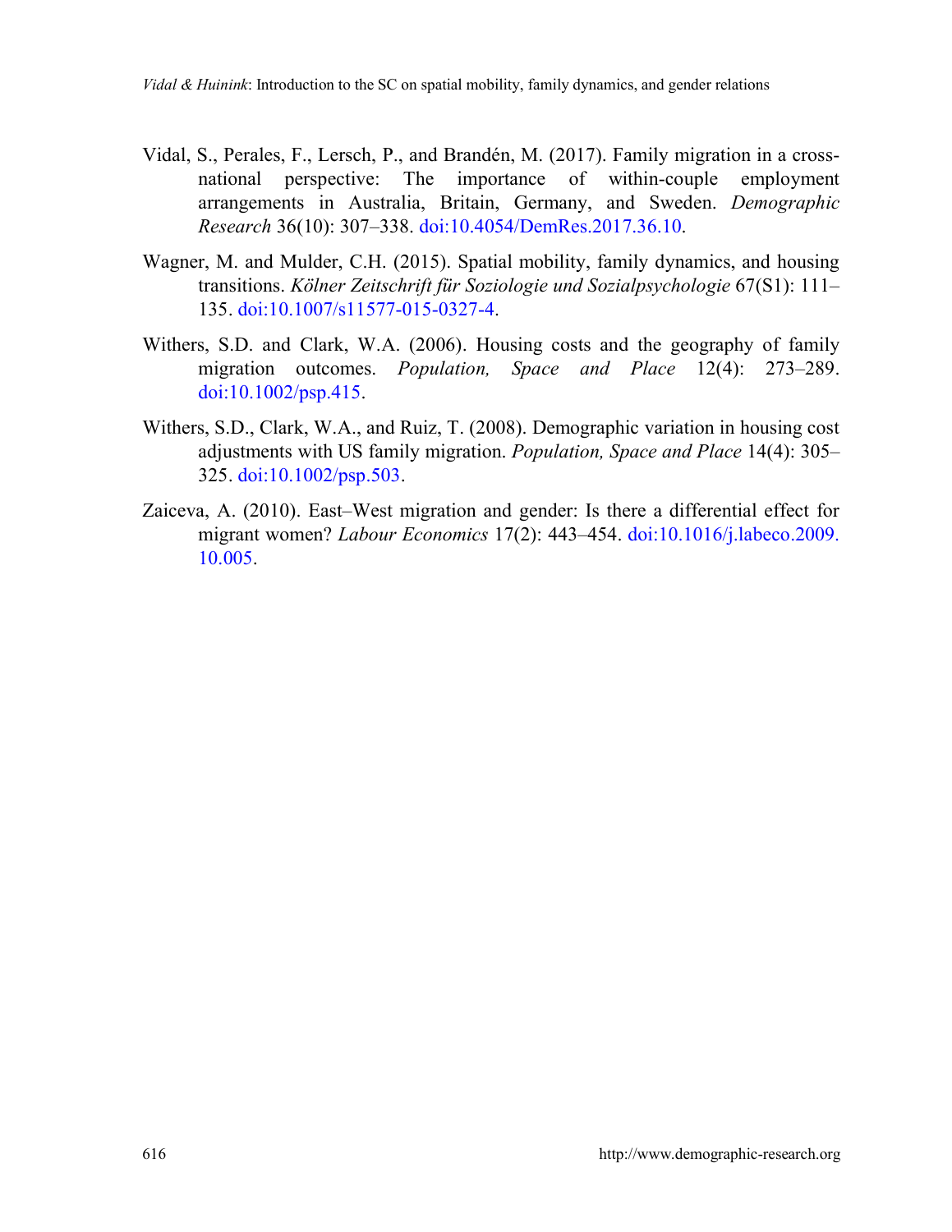Vidal, S., Perales, F., Lersch, P., and Brandén, M. (2017). Family migration in a cross-national perspective: The importance of within-couple employment arrangements in Australia, Britain, Germany, and Sweden. *Demographic Research* 36(10): 307–338. doi:10.4054/DemRes.2017.36.10.

Wagner, M. and Mulder, C.H. (2015). Spatial mobility, family dynamics, and housing transitions. *Kölner Zeitschrift für Soziologie und Sozialpsychologie* 67(S1): 111–135. doi:10.1007/s11577-015-0327-4.

Withers, S.D. and Clark, W.A. (2006). Housing costs and the geography of family migration outcomes. *Population, Space and Place* 12(4): 273–289. doi:10.1002/psp.415.

Withers, S.D., Clark, W.A., and Ruiz, T. (2008). Demographic variation in housing cost adjustments with US family migration. *Population, Space and Place* 14(4): 305–325. doi:10.1002/psp.503.

Zaiceva, A. (2010). East–West migration and gender: Is there a differential effect for migrant women? *Labour Economics* 17(2): 443–454. doi:10.1016/j.labeco.2009.10.005.